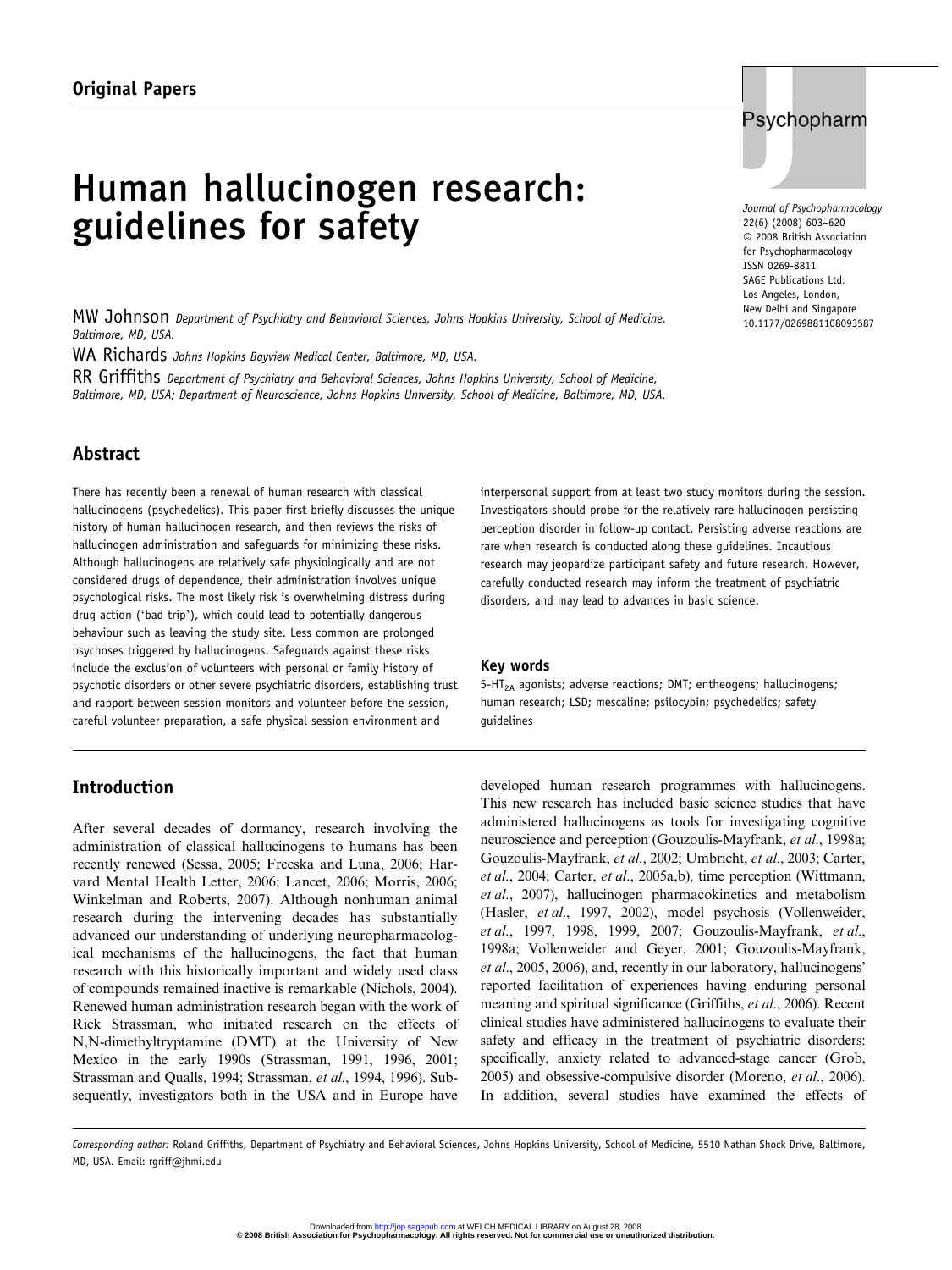Original Papers

# Human hallucinogen research: guidelines for safety

MW Johnson *Department of Psychiatry and Behavioral Sciences, Johns Hopkins University, School of Medicine, Baltimore, MD, USA.*

WA Richards *Johns Hopkins Bayview Medical Center, Baltimore, MD, USA.*

RR Griffiths *Department of Psychiatry and Behavioral Sciences, Johns Hopkins University, School of Medicine, Baltimore, MD, USA; Department of Neuroscience, Johns Hopkins University, School of Medicine, Baltimore, MD, USA.*

*Journal of Psychopharmacology*
22(6) (2008) 603–620
© 2008 British Association for Psychopharmacology
ISSN 0269-8811
SAGE Publications Ltd, Los Angeles, London, New Delhi and Singapore
10.1177/0269881108093587

## Abstract

There has recently been a renewal of human research with classical hallucinogens (psychedelics). This paper first briefly discusses the unique history of human hallucinogen research, and then reviews the risks of hallucinogen administration and safeguards for minimizing these risks. Although hallucinogens are relatively safe physiologically and are not considered drugs of dependence, their administration involves unique psychological risks. The most likely risk is overwhelming distress during drug action ('bad trip'), which could lead to potentially dangerous behaviour such as leaving the study site. Less common are prolonged psychoses triggered by hallucinogens. Safeguards against these risks include the exclusion of volunteers with personal or family history of psychotic disorders or other severe psychiatric disorders, establishing trust and rapport between session monitors and volunteer before the session, careful volunteer preparation, a safe physical session environment and interpersonal support from at least two study monitors during the session. Investigators should probe for the relatively rare hallucinogen persisting perception disorder in follow-up contact. Persisting adverse reactions are rare when research is conducted along these guidelines. Incautious research may jeopardize participant safety and future research. However, carefully conducted research may inform the treatment of psychiatric disorders, and may lead to advances in basic science.

### Key words

5-$HT_{2A}$ agonists; adverse reactions; DMT; entheogens; hallucinogens; human research; LSD; mescaline; psilocybin; psychedelics; safety guidelines

## Introduction

After several decades of dormancy, research involving the administration of classical hallucinogens to humans has been recently renewed (Sessa, 2005; Frecska and Luna, 2006; Harvard Mental Health Letter, 2006; Lancet, 2006; Morris, 2006; Winkelman and Roberts, 2007). Although nonhuman animal research during the intervening decades has substantially advanced our understanding of underlying neuropharmacological mechanisms of the hallucinogens, the fact that human research with this historically important and widely used class of compounds remained inactive is remarkable (Nichols, 2004). Renewed human administration research began with the work of Rick Strassman, who initiated research on the effects of N,N-dimethyltryptamine (DMT) at the University of New Mexico in the early 1990s (Strassman, 1991, 1996, 2001; Strassman and Qualls, 1994; Strassman, *et al.*, 1994, 1996). Subsequently, investigators both in the USA and in Europe have developed human research programmes with hallucinogens. This new research has included basic science studies that have administered hallucinogens as tools for investigating cognitive neuroscience and perception (Gouzoulis-Mayfrank, *et al.*, 1998a; Gouzoulis-Mayfrank, *et al.*, 2002; Umbricht, *et al.*, 2003; Carter, *et al.*, 2004; Carter, *et al.*, 2005a,b), time perception (Wittmann, *et al.*, 2007), hallucinogen pharmacokinetics and metabolism (Hasler, *et al.*, 1997, 2002), model psychosis (Vollenweider, *et al.*, 1997, 1998, 1999, 2007; Gouzoulis-Mayfrank, *et al.*, 1998a; Vollenweider and Geyer, 2001; Gouzoulis-Mayfrank, *et al.*, 2005, 2006), and, recently in our laboratory, hallucinogens' reported facilitation of experiences having enduring personal meaning and spiritual significance (Griffiths, *et al.*, 2006). Recent clinical studies have administered hallucinogens to evaluate their safety and efficacy in the treatment of psychiatric disorders: specifically, anxiety related to advanced-stage cancer (Grob, 2005) and obsessive-compulsive disorder (Moreno, *et al.*, 2006). In addition, several studies have examined the effects of

*Corresponding author:* Roland Griffiths, Department of Psychiatry and Behavioral Sciences, Johns Hopkins University, School of Medicine, 5510 Nathan Shock Drive, Baltimore, MD, USA. Email: rgriff@jhmi.edu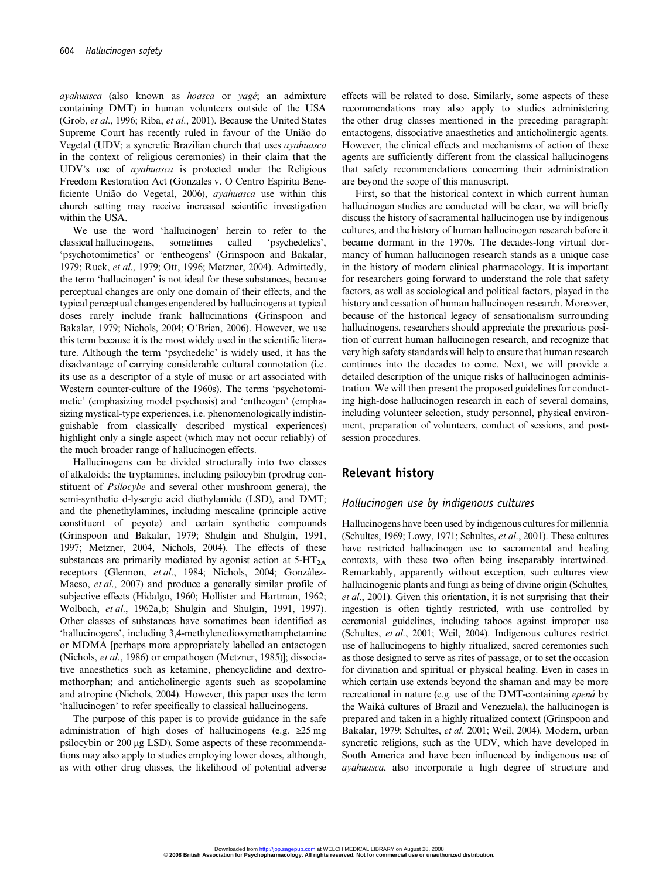*ayahuasca* (also known as *hoasca* or *yagé*; an admixture containing DMT) in human volunteers outside of the USA (Grob, *et al*., 1996; Riba, *et al*., 2001). Because the United States Supreme Court has recently ruled in favour of the União do Vegetal (UDV; a syncretic Brazilian church that uses *ayahuasca* in the context of religious ceremonies) in their claim that the UDV's use of *ayahuasca* is protected under the Religious Freedom Restoration Act (Gonzales v. O Centro Espirita Beneficiente União do Vegetal, 2006), *ayahuasca* use within this church setting may receive increased scientific investigation within the USA.

We use the word 'hallucinogen' herein to refer to the classical hallucinogens, sometimes called 'psychedelics', 'psychotomimetics' or 'entheogens' (Grinspoon and Bakalar, 1979; Ruck, *et al*., 1979; Ott, 1996; Metzner, 2004). Admittedly, the term 'hallucinogen' is not ideal for these substances, because perceptual changes are only one domain of their effects, and the typical perceptual changes engendered by hallucinogens at typical doses rarely include frank hallucinations (Grinspoon and Bakalar, 1979; Nichols, 2004; O'Brien, 2006). However, we use this term because it is the most widely used in the scientific literature. Although the term 'psychedelic' is widely used, it has the disadvantage of carrying considerable cultural connotation (i.e. its use as a descriptor of a style of music or art associated with Western counter-culture of the 1960s). The terms 'psychotomimetic' (emphasizing model psychosis) and 'entheogen' (emphasizing mystical-type experiences, i.e. phenomenologically indistinguishable from classically described mystical experiences) highlight only a single aspect (which may not occur reliably) of the much broader range of hallucinogen effects.

Hallucinogens can be divided structurally into two classes of alkaloids: the tryptamines, including psilocybin (prodrug constituent of *Psilocybe* and several other mushroom genera), the semi-synthetic d-lysergic acid diethylamide (LSD), and DMT; and the phenethylamines, including mescaline (principle active constituent of peyote) and certain synthetic compounds (Grinspoon and Bakalar, 1979; Shulgin and Shulgin, 1991, 1997; Metzner, 2004, Nichols, 2004). The effects of these substances are primarily mediated by agonist action at 5-$HT_{2A}$ receptors (Glennon, *et al*., 1984; Nichols, 2004; González-Maeso, *et al*., 2007) and produce a generally similar profile of subjective effects (Hidalgo, 1960; Hollister and Hartman, 1962; Wolbach, *et al*., 1962a,b; Shulgin and Shulgin, 1991, 1997). Other classes of substances have sometimes been identified as 'hallucinogens', including 3,4-methylenedioxymethamphetamine or MDMA [perhaps more appropriately labelled an entactogen (Nichols, *et al*., 1986) or empathogen (Metzner, 1985)]; dissociative anaesthetics such as ketamine, phencyclidine and dextromethorphan; and anticholinergic agents such as scopolamine and atropine (Nichols, 2004). However, this paper uses the term 'hallucinogen' to refer specifically to classical hallucinogens.

The purpose of this paper is to provide guidance in the safe administration of high doses of hallucinogens (e.g. ≥25 mg psilocybin or 200 μg LSD). Some aspects of these recommendations may also apply to studies employing lower doses, although, as with other drug classes, the likelihood of potential adverse effects will be related to dose. Similarly, some aspects of these recommendations may also apply to studies administering the other drug classes mentioned in the preceding paragraph: entactogens, dissociative anaesthetics and anticholinergic agents. However, the clinical effects and mechanisms of action of these agents are sufficiently different from the classical hallucinogens that safety recommendations concerning their administration are beyond the scope of this manuscript.

First, so that the historical context in which current human hallucinogen studies are conducted will be clear, we will briefly discuss the history of sacramental hallucinogen use by indigenous cultures, and the history of human hallucinogen research before it became dormant in the 1970s. The decades-long virtual dormancy of human hallucinogen research stands as a unique case in the history of modern clinical pharmacology. It is important for researchers going forward to understand the role that safety factors, as well as sociological and political factors, played in the history and cessation of human hallucinogen research. Moreover, because of the historical legacy of sensationalism surrounding hallucinogens, researchers should appreciate the precarious position of current human hallucinogen research, and recognize that very high safety standards will help to ensure that human research continues into the decades to come. Next, we will provide a detailed description of the unique risks of hallucinogen administration. We will then present the proposed guidelines for conducting high-dose hallucinogen research in each of several domains, including volunteer selection, study personnel, physical environment, preparation of volunteers, conduct of sessions, and post-session procedures.

## Relevant history

### Hallucinogen use by indigenous cultures

Hallucinogens have been used by indigenous cultures for millennia (Schultes, 1969; Lowy, 1971; Schultes, *et al*., 2001). These cultures have restricted hallucinogen use to sacramental and healing contexts, with these two often being inseparably intertwined. Remarkably, apparently without exception, such cultures view hallucinogenic plants and fungi as being of divine origin (Schultes, *et al*., 2001). Given this orientation, it is not surprising that their ingestion is often tightly restricted, with use controlled by ceremonial guidelines, including taboos against improper use (Schultes, *et al*., 2001; Weil, 2004). Indigenous cultures restrict use of hallucinogens to highly ritualized, sacred ceremonies such as those designed to serve as rites of passage, or to set the occasion for divination and spiritual or physical healing. Even in cases in which certain use extends beyond the shaman and may be more recreational in nature (e.g. use of the DMT-containing *epená* by the Waiká cultures of Brazil and Venezuela), the hallucinogen is prepared and taken in a highly ritualized context (Grinspoon and Bakalar, 1979; Schultes, *et al*. 2001; Weil, 2004). Modern, urban syncretic religions, such as the UDV, which have developed in South America and have been influenced by indigenous use of *ayahuasca*, also incorporate a high degree of structure and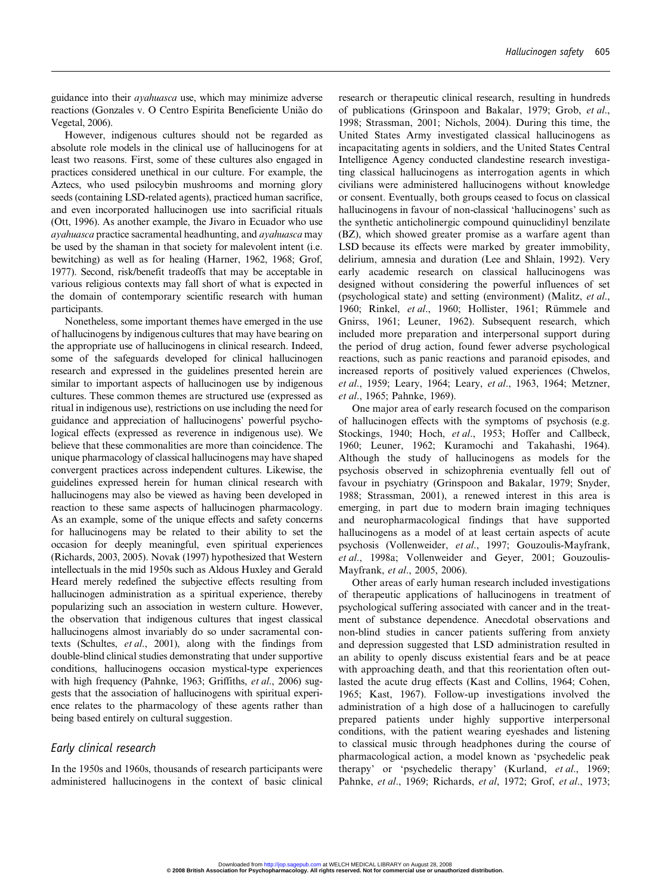guidance into their *ayahuasca* use, which may minimize adverse reactions (Gonzales v. O Centro Espirita Beneficiente União do Vegetal, 2006).

However, indigenous cultures should not be regarded as absolute role models in the clinical use of hallucinogens for at least two reasons. First, some of these cultures also engaged in practices considered unethical in our culture. For example, the Aztecs, who used psilocybin mushrooms and morning glory seeds (containing LSD-related agents), practiced human sacrifice, and even incorporated hallucinogen use into sacrificial rituals (Ott, 1996). As another example, the Jivaro in Ecuador who use *ayahuasca* practice sacramental headhunting, and *ayahuasca* may be used by the shaman in that society for malevolent intent (i.e. bewitching) as well as for healing (Harner, 1962, 1968; Grof, 1977). Second, risk/benefit tradeoffs that may be acceptable in various religious contexts may fall short of what is expected in the domain of contemporary scientific research with human participants.

Nonetheless, some important themes have emerged in the use of hallucinogens by indigenous cultures that may have bearing on the appropriate use of hallucinogens in clinical research. Indeed, some of the safeguards developed for clinical hallucinogen research and expressed in the guidelines presented herein are similar to important aspects of hallucinogen use by indigenous cultures. These common themes are structured use (expressed as ritual in indigenous use), restrictions on use including the need for guidance and appreciation of hallucinogens' powerful psychological effects (expressed as reverence in indigenous use). We believe that these commonalities are more than coincidence. The unique pharmacology of classical hallucinogens may have shaped convergent practices across independent cultures. Likewise, the guidelines expressed herein for human clinical research with hallucinogens may also be viewed as having been developed in reaction to these same aspects of hallucinogen pharmacology. As an example, some of the unique effects and safety concerns for hallucinogens may be related to their ability to set the occasion for deeply meaningful, even spiritual experiences (Richards, 2003, 2005). Novak (1997) hypothesized that Western intellectuals in the mid 1950s such as Aldous Huxley and Gerald Heard merely redefined the subjective effects resulting from hallucinogen administration as a spiritual experience, thereby popularizing such an association in western culture. However, the observation that indigenous cultures that ingest classical hallucinogens almost invariably do so under sacramental contexts (Schultes, *et al*., 2001), along with the findings from double-blind clinical studies demonstrating that under supportive conditions, hallucinogens occasion mystical-type experiences with high frequency (Pahnke, 1963; Griffiths, *et al*., 2006) suggests that the association of hallucinogens with spiritual experience relates to the pharmacology of these agents rather than being based entirely on cultural suggestion.

## Early clinical research

In the 1950s and 1960s, thousands of research participants were administered hallucinogens in the context of basic clinical research or therapeutic clinical research, resulting in hundreds of publications (Grinspoon and Bakalar, 1979; Grob, *et al*., 1998; Strassman, 2001; Nichols, 2004). During this time, the United States Army investigated classical hallucinogens as incapacitating agents in soldiers, and the United States Central Intelligence Agency conducted clandestine research investigating classical hallucinogens as interrogation agents in which civilians were administered hallucinogens without knowledge or consent. Eventually, both groups ceased to focus on classical hallucinogens in favour of non-classical 'hallucinogens' such as the synthetic anticholinergic compound quinuclidinyl benzilate (BZ), which showed greater promise as a warfare agent than LSD because its effects were marked by greater immobility, delirium, amnesia and duration (Lee and Shlain, 1992). Very early academic research on classical hallucinogens was designed without considering the powerful influences of set (psychological state) and setting (environment) (Malitz, *et al*., 1960; Rinkel, *et al*., 1960; Hollister, 1961; Rümmele and Gnirss, 1961; Leuner, 1962). Subsequent research, which included more preparation and interpersonal support during the period of drug action, found fewer adverse psychological reactions, such as panic reactions and paranoid episodes, and increased reports of positively valued experiences (Chwelos, *et al*., 1959; Leary, 1964; Leary, *et al*., 1963, 1964; Metzner, *et al*., 1965; Pahnke, 1969).

One major area of early research focused on the comparison of hallucinogen effects with the symptoms of psychosis (e.g. Stockings, 1940; Hoch, *et al*., 1953; Hoffer and Callbeck, 1960; Leuner, 1962; Kuramochi and Takahashi, 1964). Although the study of hallucinogens as models for the psychosis observed in schizophrenia eventually fell out of favour in psychiatry (Grinspoon and Bakalar, 1979; Snyder, 1988; Strassman, 2001), a renewed interest in this area is emerging, in part due to modern brain imaging techniques and neuropharmacological findings that have supported hallucinogens as a model of at least certain aspects of acute psychosis (Vollenweider, *et al*., 1997; Gouzoulis-Mayfrank, *et al*., 1998a; Vollenweider and Geyer, 2001; Gouzoulis-Mayfrank, *et al*., 2005, 2006).

Other areas of early human research included investigations of therapeutic applications of hallucinogens in treatment of psychological suffering associated with cancer and in the treatment of substance dependence. Anecdotal observations and non-blind studies in cancer patients suffering from anxiety and depression suggested that LSD administration resulted in an ability to openly discuss existential fears and be at peace with approaching death, and that this reorientation often outlasted the acute drug effects (Kast and Collins, 1964; Cohen, 1965; Kast, 1967). Follow-up investigations involved the administration of a high dose of a hallucinogen to carefully prepared patients under highly supportive interpersonal conditions, with the patient wearing eyeshades and listening to classical music through headphones during the course of pharmacological action, a model known as 'psychedelic peak therapy' or 'psychedelic therapy' (Kurland, *et al*., 1969; Pahnke, *et al*., 1969; Richards, *et al*, 1972; Grof, *et al*., 1973;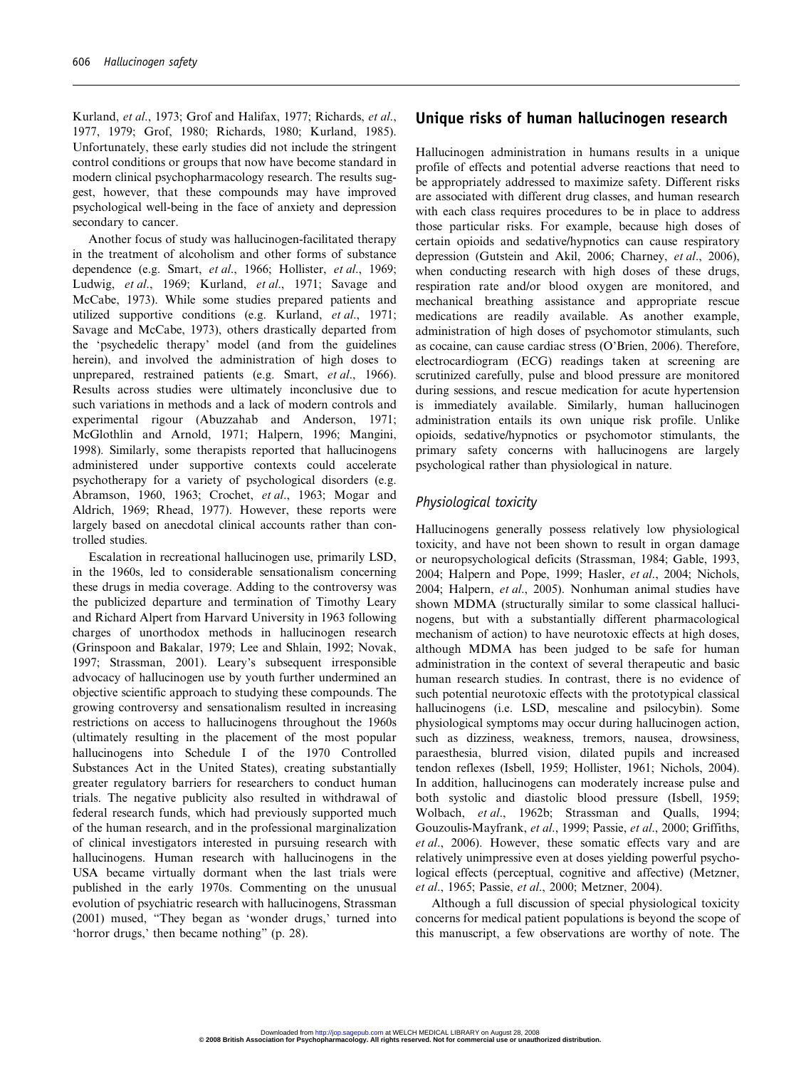Kurland, *et al*., 1973; Grof and Halifax, 1977; Richards, *et al*., 1977, 1979; Grof, 1980; Richards, 1980; Kurland, 1985). Unfortunately, these early studies did not include the stringent control conditions or groups that now have become standard in modern clinical psychopharmacology research. The results suggest, however, that these compounds may have improved psychological well-being in the face of anxiety and depression secondary to cancer.

Another focus of study was hallucinogen-facilitated therapy in the treatment of alcoholism and other forms of substance dependence (e.g. Smart, *et al*., 1966; Hollister, *et al*., 1969; Ludwig, *et al*., 1969; Kurland, *et al*., 1971; Savage and McCabe, 1973). While some studies prepared patients and utilized supportive conditions (e.g. Kurland, *et al*., 1971; Savage and McCabe, 1973), others drastically departed from the 'psychedelic therapy' model (and from the guidelines herein), and involved the administration of high doses to unprepared, restrained patients (e.g. Smart, *et al*., 1966). Results across studies were ultimately inconclusive due to such variations in methods and a lack of modern controls and experimental rigour (Abuzzahab and Anderson, 1971; McGlothlin and Arnold, 1971; Halpern, 1996; Mangini, 1998). Similarly, some therapists reported that hallucinogens administered under supportive contexts could accelerate psychotherapy for a variety of psychological disorders (e.g. Abramson, 1960, 1963; Crochet, *et al*., 1963; Mogar and Aldrich, 1969; Rhead, 1977). However, these reports were largely based on anecdotal clinical accounts rather than controlled studies.

Escalation in recreational hallucinogen use, primarily LSD, in the 1960s, led to considerable sensationalism concerning these drugs in media coverage. Adding to the controversy was the publicized departure and termination of Timothy Leary and Richard Alpert from Harvard University in 1963 following charges of unorthodox methods in hallucinogen research (Grinspoon and Bakalar, 1979; Lee and Shlain, 1992; Novak, 1997; Strassman, 2001). Leary's subsequent irresponsible advocacy of hallucinogen use by youth further undermined an objective scientific approach to studying these compounds. The growing controversy and sensationalism resulted in increasing restrictions on access to hallucinogens throughout the 1960s (ultimately resulting in the placement of the most popular hallucinogens into Schedule I of the 1970 Controlled Substances Act in the United States), creating substantially greater regulatory barriers for researchers to conduct human trials. The negative publicity also resulted in withdrawal of federal research funds, which had previously supported much of the human research, and in the professional marginalization of clinical investigators interested in pursuing research with hallucinogens. Human research with hallucinogens in the USA became virtually dormant when the last trials were published in the early 1970s. Commenting on the unusual evolution of psychiatric research with hallucinogens, Strassman (2001) mused, "They began as 'wonder drugs,' turned into 'horror drugs,' then became nothing" (p. 28).

## Unique risks of human hallucinogen research

Hallucinogen administration in humans results in a unique profile of effects and potential adverse reactions that need to be appropriately addressed to maximize safety. Different risks are associated with different drug classes, and human research with each class requires procedures to be in place to address those particular risks. For example, because high doses of certain opioids and sedative/hypnotics can cause respiratory depression (Gutstein and Akil, 2006; Charney, *et al*., 2006), when conducting research with high doses of these drugs, respiration rate and/or blood oxygen are monitored, and mechanical breathing assistance and appropriate rescue medications are readily available. As another example, administration of high doses of psychomotor stimulants, such as cocaine, can cause cardiac stress (O'Brien, 2006). Therefore, electrocardiogram (ECG) readings taken at screening are scrutinized carefully, pulse and blood pressure are monitored during sessions, and rescue medication for acute hypertension is immediately available. Similarly, human hallucinogen administration entails its own unique risk profile. Unlike opioids, sedative/hypnotics or psychomotor stimulants, the primary safety concerns with hallucinogens are largely psychological rather than physiological in nature.

### *Physiological toxicity*

Hallucinogens generally possess relatively low physiological toxicity, and have not been shown to result in organ damage or neuropsychological deficits (Strassman, 1984; Gable, 1993, 2004; Halpern and Pope, 1999; Hasler, *et al*., 2004; Nichols, 2004; Halpern, *et al*., 2005). Nonhuman animal studies have shown MDMA (structurally similar to some classical hallucinogens, but with a substantially different pharmacological mechanism of action) to have neurotoxic effects at high doses, although MDMA has been judged to be safe for human administration in the context of several therapeutic and basic human research studies. In contrast, there is no evidence of such potential neurotoxic effects with the prototypical classical hallucinogens (i.e. LSD, mescaline and psilocybin). Some physiological symptoms may occur during hallucinogen action, such as dizziness, weakness, tremors, nausea, drowsiness, paraesthesia, blurred vision, dilated pupils and increased tendon reflexes (Isbell, 1959; Hollister, 1961; Nichols, 2004). In addition, hallucinogens can moderately increase pulse and both systolic and diastolic blood pressure (Isbell, 1959; Wolbach, *et al*., 1962b; Strassman and Qualls, 1994; Gouzoulis-Mayfrank, *et al*., 1999; Passie, *et al*., 2000; Griffiths, *et al*., 2006). However, these somatic effects vary and are relatively unimpressive even at doses yielding powerful psychological effects (perceptual, cognitive and affective) (Metzner, *et al*., 1965; Passie, *et al*., 2000; Metzner, 2004).

Although a full discussion of special physiological toxicity concerns for medical patient populations is beyond the scope of this manuscript, a few observations are worthy of note. The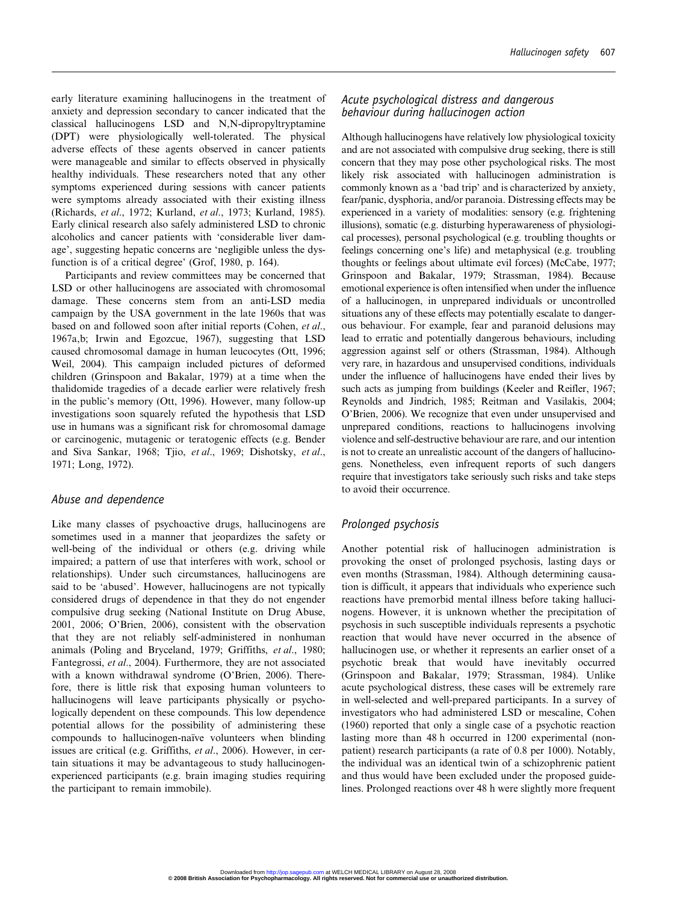early literature examining hallucinogens in the treatment of anxiety and depression secondary to cancer indicated that the classical hallucinogens LSD and N,N-dipropyltryptamine (DPT) were physiologically well-tolerated. The physical adverse effects of these agents observed in cancer patients were manageable and similar to effects observed in physically healthy individuals. These researchers noted that any other symptoms experienced during sessions with cancer patients were symptoms already associated with their existing illness (Richards, *et al*., 1972; Kurland, *et al*., 1973; Kurland, 1985). Early clinical research also safely administered LSD to chronic alcoholics and cancer patients with 'considerable liver damage', suggesting hepatic concerns are 'negligible unless the dysfunction is of a critical degree' (Grof, 1980, p. 164).

Participants and review committees may be concerned that LSD or other hallucinogens are associated with chromosomal damage. These concerns stem from an anti-LSD media campaign by the USA government in the late 1960s that was based on and followed soon after initial reports (Cohen, *et al*., 1967a,b; Irwin and Egozcue, 1967), suggesting that LSD caused chromosomal damage in human leucocytes (Ott, 1996; Weil, 2004). This campaign included pictures of deformed children (Grinspoon and Bakalar, 1979) at a time when the thalidomide tragedies of a decade earlier were relatively fresh in the public's memory (Ott, 1996). However, many follow-up investigations soon squarely refuted the hypothesis that LSD use in humans was a significant risk for chromosomal damage or carcinogenic, mutagenic or teratogenic effects (e.g. Bender and Siva Sankar, 1968; Tjio, *et al*., 1969; Dishotsky, *et al*., 1971; Long, 1972).

### *Abuse and dependence*

Like many classes of psychoactive drugs, hallucinogens are sometimes used in a manner that jeopardizes the safety or well-being of the individual or others (e.g. driving while impaired; a pattern of use that interferes with work, school or relationships). Under such circumstances, hallucinogens are said to be 'abused'. However, hallucinogens are not typically considered drugs of dependence in that they do not engender compulsive drug seeking (National Institute on Drug Abuse, 2001, 2006; O'Brien, 2006), consistent with the observation that they are not reliably self-administered in nonhuman animals (Poling and Bryceland, 1979; Griffiths, *et al*., 1980; Fantegrossi, *et al*., 2004). Furthermore, they are not associated with a known withdrawal syndrome (O'Brien, 2006). Therefore, there is little risk that exposing human volunteers to hallucinogens will leave participants physically or psychologically dependent on these compounds. This low dependence potential allows for the possibility of administering these compounds to hallucinogen-naïve volunteers when blinding issues are critical (e.g. Griffiths, *et al*., 2006). However, in certain situations it may be advantageous to study hallucinogen-experienced participants (e.g. brain imaging studies requiring the participant to remain immobile).

### *Acute psychological distress and dangerous behaviour during hallucinogen action*

Although hallucinogens have relatively low physiological toxicity and are not associated with compulsive drug seeking, there is still concern that they may pose other psychological risks. The most likely risk associated with hallucinogen administration is commonly known as a 'bad trip' and is characterized by anxiety, fear/panic, dysphoria, and/or paranoia. Distressing effects may be experienced in a variety of modalities: sensory (e.g. frightening illusions), somatic (e.g. disturbing hyperawareness of physiological processes), personal psychological (e.g. troubling thoughts or feelings concerning one's life) and metaphysical (e.g. troubling thoughts or feelings about ultimate evil forces) (McCabe, 1977; Grinspoon and Bakalar, 1979; Strassman, 1984). Because emotional experience is often intensified when under the influence of a hallucinogen, in unprepared individuals or uncontrolled situations any of these effects may potentially escalate to dangerous behaviour. For example, fear and paranoid delusions may lead to erratic and potentially dangerous behaviours, including aggression against self or others (Strassman, 1984). Although very rare, in hazardous and unsupervised conditions, individuals under the influence of hallucinogens have ended their lives by such acts as jumping from buildings (Keeler and Reifler, 1967; Reynolds and Jindrich, 1985; Reitman and Vasilakis, 2004; O'Brien, 2006). We recognize that even under unsupervised and unprepared conditions, reactions to hallucinogens involving violence and self-destructive behaviour are rare, and our intention is not to create an unrealistic account of the dangers of hallucinogens. Nonetheless, even infrequent reports of such dangers require that investigators take seriously such risks and take steps to avoid their occurrence.

### *Prolonged psychosis*

Another potential risk of hallucinogen administration is provoking the onset of prolonged psychosis, lasting days or even months (Strassman, 1984). Although determining causation is difficult, it appears that individuals who experience such reactions have premorbid mental illness before taking hallucinogens. However, it is unknown whether the precipitation of psychosis in such susceptible individuals represents a psychotic reaction that would have never occurred in the absence of hallucinogen use, or whether it represents an earlier onset of a psychotic break that would have inevitably occurred (Grinspoon and Bakalar, 1979; Strassman, 1984). Unlike acute psychological distress, these cases will be extremely rare in well-selected and well-prepared participants. In a survey of investigators who had administered LSD or mescaline, Cohen (1960) reported that only a single case of a psychotic reaction lasting more than 48 h occurred in 1200 experimental (non-patient) research participants (a rate of 0.8 per 1000). Notably, the individual was an identical twin of a schizophrenic patient and thus would have been excluded under the proposed guidelines. Prolonged reactions over 48 h were slightly more frequent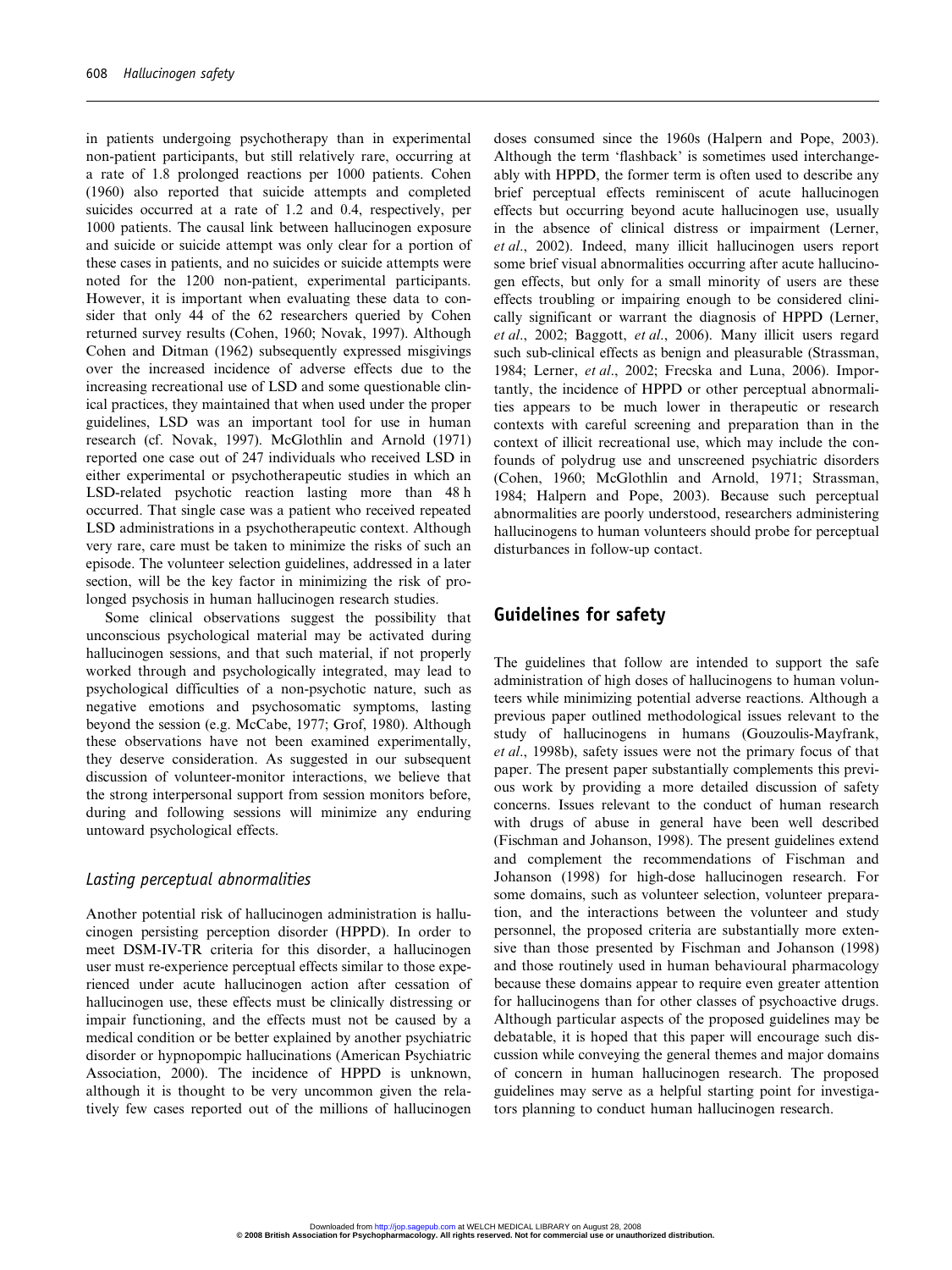in patients undergoing psychotherapy than in experimental non-patient participants, but still relatively rare, occurring at a rate of 1.8 prolonged reactions per 1000 patients. Cohen (1960) also reported that suicide attempts and completed suicides occurred at a rate of 1.2 and 0.4, respectively, per 1000 patients. The causal link between hallucinogen exposure and suicide or suicide attempt was only clear for a portion of these cases in patients, and no suicides or suicide attempts were noted for the 1200 non-patient, experimental participants. However, it is important when evaluating these data to consider that only 44 of the 62 researchers queried by Cohen returned survey results (Cohen, 1960; Novak, 1997). Although Cohen and Ditman (1962) subsequently expressed misgivings over the increased incidence of adverse effects due to the increasing recreational use of LSD and some questionable clinical practices, they maintained that when used under the proper guidelines, LSD was an important tool for use in human research (cf. Novak, 1997). McGlothlin and Arnold (1971) reported one case out of 247 individuals who received LSD in either experimental or psychotherapeutic studies in which an LSD-related psychotic reaction lasting more than 48 h occurred. That single case was a patient who received repeated LSD administrations in a psychotherapeutic context. Although very rare, care must be taken to minimize the risks of such an episode. The volunteer selection guidelines, addressed in a later section, will be the key factor in minimizing the risk of prolonged psychosis in human hallucinogen research studies.

Some clinical observations suggest the possibility that unconscious psychological material may be activated during hallucinogen sessions, and that such material, if not properly worked through and psychologically integrated, may lead to psychological difficulties of a non-psychotic nature, such as negative emotions and psychosomatic symptoms, lasting beyond the session (e.g. McCabe, 1977; Grof, 1980). Although these observations have not been examined experimentally, they deserve consideration. As suggested in our subsequent discussion of volunteer-monitor interactions, we believe that the strong interpersonal support from session monitors before, during and following sessions will minimize any enduring untoward psychological effects.

### *Lasting perceptual abnormalities*

Another potential risk of hallucinogen administration is hallucinogen persisting perception disorder (HPPD). In order to meet DSM-IV-TR criteria for this disorder, a hallucinogen user must re-experience perceptual effects similar to those experienced under acute hallucinogen action after cessation of hallucinogen use, these effects must be clinically distressing or impair functioning, and the effects must not be caused by a medical condition or be better explained by another psychiatric disorder or hypnopompic hallucinations (American Psychiatric Association, 2000). The incidence of HPPD is unknown, although it is thought to be very uncommon given the relatively few cases reported out of the millions of hallucinogen doses consumed since the 1960s (Halpern and Pope, 2003). Although the term 'flashback' is sometimes used interchangeably with HPPD, the former term is often used to describe any brief perceptual effects reminiscent of acute hallucinogen effects but occurring beyond acute hallucinogen use, usually in the absence of clinical distress or impairment (Lerner, *et al*., 2002). Indeed, many illicit hallucinogen users report some brief visual abnormalities occurring after acute hallucinogen effects, but only for a small minority of users are these effects troubling or impairing enough to be considered clinically significant or warrant the diagnosis of HPPD (Lerner, *et al*., 2002; Baggott, *et al*., 2006). Many illicit users regard such sub-clinical effects as benign and pleasurable (Strassman, 1984; Lerner, *et al*., 2002; Frecska and Luna, 2006). Importantly, the incidence of HPPD or other perceptual abnormalities appears to be much lower in therapeutic or research contexts with careful screening and preparation than in the context of illicit recreational use, which may include the confounds of polydrug use and unscreened psychiatric disorders (Cohen, 1960; McGlothlin and Arnold, 1971; Strassman, 1984; Halpern and Pope, 2003). Because such perceptual abnormalities are poorly understood, researchers administering hallucinogens to human volunteers should probe for perceptual disturbances in follow-up contact.

## Guidelines for safety

The guidelines that follow are intended to support the safe administration of high doses of hallucinogens to human volunteers while minimizing potential adverse reactions. Although a previous paper outlined methodological issues relevant to the study of hallucinogens in humans (Gouzoulis-Mayfrank, *et al*., 1998b), safety issues were not the primary focus of that paper. The present paper substantially complements this previous work by providing a more detailed discussion of safety concerns. Issues relevant to the conduct of human research with drugs of abuse in general have been well described (Fischman and Johanson, 1998). The present guidelines extend and complement the recommendations of Fischman and Johanson (1998) for high-dose hallucinogen research. For some domains, such as volunteer selection, volunteer preparation, and the interactions between the volunteer and study personnel, the proposed criteria are substantially more extensive than those presented by Fischman and Johanson (1998) and those routinely used in human behavioural pharmacology because these domains appear to require even greater attention for hallucinogens than for other classes of psychoactive drugs. Although particular aspects of the proposed guidelines may be debatable, it is hoped that this paper will encourage such discussion while conveying the general themes and major domains of concern in human hallucinogen research. The proposed guidelines may serve as a helpful starting point for investigators planning to conduct human hallucinogen research.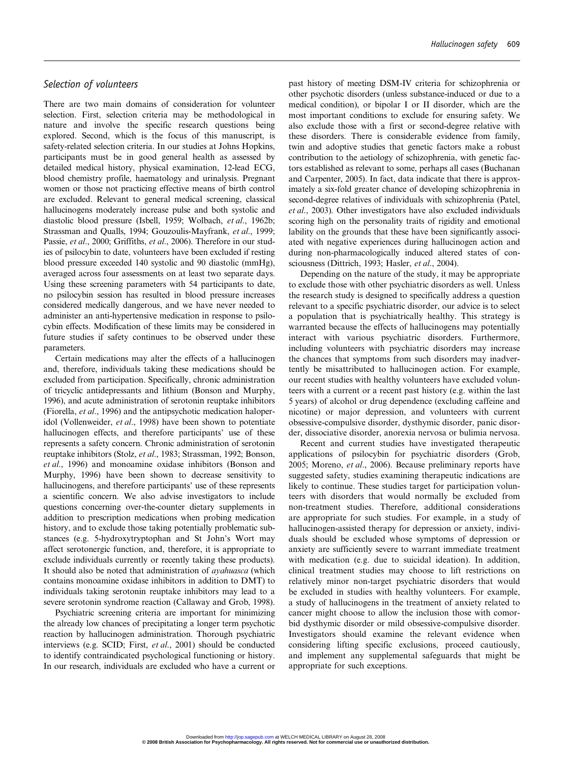## *Selection of volunteers*

There are two main domains of consideration for volunteer selection. First, selection criteria may be methodological in nature and involve the specific research questions being explored. Second, which is the focus of this manuscript, is safety-related selection criteria. In our studies at Johns Hopkins, participants must be in good general health as assessed by detailed medical history, physical examination, 12-lead ECG, blood chemistry profile, haematology and urinalysis. Pregnant women or those not practicing effective means of birth control are excluded. Relevant to general medical screening, classical hallucinogens moderately increase pulse and both systolic and diastolic blood pressure (Isbell, 1959; Wolbach, *et al*., 1962b; Strassman and Qualls, 1994; Gouzoulis-Mayfrank, *et al*., 1999; Passie, *et al*., 2000; Griffiths, *et al*., 2006). Therefore in our studies of psilocybin to date, volunteers have been excluded if resting blood pressure exceeded 140 systolic and 90 diastolic (mmHg), averaged across four assessments on at least two separate days. Using these screening parameters with 54 participants to date, no psilocybin session has resulted in blood pressure increases considered medically dangerous, and we have never needed to administer an anti-hypertensive medication in response to psilocybin effects. Modification of these limits may be considered in future studies if safety continues to be observed under these parameters.

Certain medications may alter the effects of a hallucinogen and, therefore, individuals taking these medications should be excluded from participation. Specifically, chronic administration of tricyclic antidepressants and lithium (Bonson and Murphy, 1996), and acute administration of serotonin reuptake inhibitors (Fiorella, *et al*., 1996) and the antipsychotic medication haloperidol (Vollenweider, *et al*., 1998) have been shown to potentiate hallucinogen effects, and therefore participants' use of these represents a safety concern. Chronic administration of serotonin reuptake inhibitors (Stolz, *et al*., 1983; Strassman, 1992; Bonson, *et al*., 1996) and monoamine oxidase inhibitors (Bonson and Murphy, 1996) have been shown to decrease sensitivity to hallucinogens, and therefore participants' use of these represents a scientific concern. We also advise investigators to include questions concerning over-the-counter dietary supplements in addition to prescription medications when probing medication history, and to exclude those taking potentially problematic substances (e.g. 5-hydroxytryptophan and St John's Wort may affect serotonergic function, and, therefore, it is appropriate to exclude individuals currently or recently taking these products). It should also be noted that administration of *ayahuasca* (which contains monoamine oxidase inhibitors in addition to DMT) to individuals taking serotonin reuptake inhibitors may lead to a severe serotonin syndrome reaction (Callaway and Grob, 1998).

Psychiatric screening criteria are important for minimizing the already low chances of precipitating a longer term psychotic reaction by hallucinogen administration. Thorough psychiatric interviews (e.g. SCID; First, *et al*., 2001) should be conducted to identify contraindicated psychological functioning or history. In our research, individuals are excluded who have a current or past history of meeting DSM-IV criteria for schizophrenia or other psychotic disorders (unless substance-induced or due to a medical condition), or bipolar I or II disorder, which are the most important conditions to exclude for ensuring safety. We also exclude those with a first or second-degree relative with these disorders. There is considerable evidence from family, twin and adoptive studies that genetic factors make a robust contribution to the aetiology of schizophrenia, with genetic factors established as relevant to some, perhaps all cases (Buchanan and Carpenter, 2005). In fact, data indicate that there is approximately a six-fold greater chance of developing schizophrenia in second-degree relatives of individuals with schizophrenia (Patel, *et al*., 2003). Other investigators have also excluded individuals scoring high on the personality traits of rigidity and emotional lability on the grounds that these have been significantly associated with negative experiences during hallucinogen action and during non-pharmacologically induced altered states of consciousness (Dittrich, 1993; Hasler, *et al*., 2004).

Depending on the nature of the study, it may be appropriate to exclude those with other psychiatric disorders as well. Unless the research study is designed to specifically address a question relevant to a specific psychiatric disorder, our advice is to select a population that is psychiatrically healthy. This strategy is warranted because the effects of hallucinogens may potentially interact with various psychiatric disorders. Furthermore, including volunteers with psychiatric disorders may increase the chances that symptoms from such disorders may inadvertently be misattributed to hallucinogen action. For example, our recent studies with healthy volunteers have excluded volunteers with a current or a recent past history (e.g. within the last 5 years) of alcohol or drug dependence (excluding caffeine and nicotine) or major depression, and volunteers with current obsessive-compulsive disorder, dysthymic disorder, panic disorder, dissociative disorder, anorexia nervosa or bulimia nervosa.

Recent and current studies have investigated therapeutic applications of psilocybin for psychiatric disorders (Grob, 2005; Moreno, *et al*., 2006). Because preliminary reports have suggested safety, studies examining therapeutic indications are likely to continue. These studies target for participation volunteers with disorders that would normally be excluded from non-treatment studies. Therefore, additional considerations are appropriate for such studies. For example, in a study of hallucinogen-assisted therapy for depression or anxiety, individuals should be excluded whose symptoms of depression or anxiety are sufficiently severe to warrant immediate treatment with medication (e.g. due to suicidal ideation). In addition, clinical treatment studies may choose to lift restrictions on relatively minor non-target psychiatric disorders that would be excluded in studies with healthy volunteers. For example, a study of hallucinogens in the treatment of anxiety related to cancer might choose to allow the inclusion those with comorbid dysthymic disorder or mild obsessive-compulsive disorder. Investigators should examine the relevant evidence when considering lifting specific exclusions, proceed cautiously, and implement any supplemental safeguards that might be appropriate for such exceptions.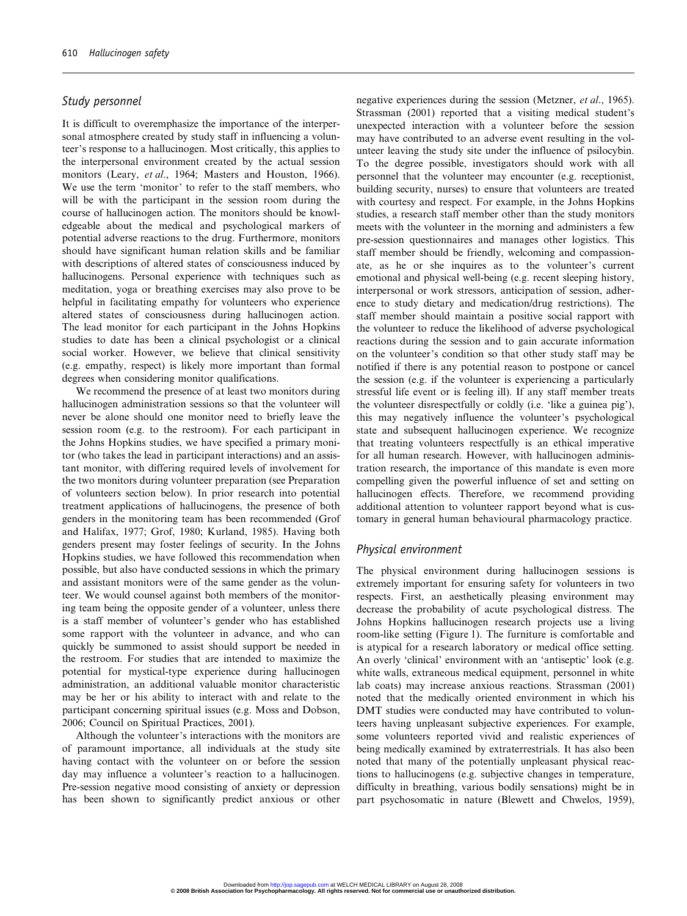### Study personnel

It is difficult to overemphasize the importance of the interpersonal atmosphere created by study staff in influencing a volunteer's response to a hallucinogen. Most critically, this applies to the interpersonal environment created by the actual session monitors (Leary, *et al*., 1964; Masters and Houston, 1966). We use the term 'monitor' to refer to the staff members, who will be with the participant in the session room during the course of hallucinogen action. The monitors should be knowledgeable about the medical and psychological markers of potential adverse reactions to the drug. Furthermore, monitors should have significant human relation skills and be familiar with descriptions of altered states of consciousness induced by hallucinogens. Personal experience with techniques such as meditation, yoga or breathing exercises may also prove to be helpful in facilitating empathy for volunteers who experience altered states of consciousness during hallucinogen action. The lead monitor for each participant in the Johns Hopkins studies to date has been a clinical psychologist or a clinical social worker. However, we believe that clinical sensitivity (e.g. empathy, respect) is likely more important than formal degrees when considering monitor qualifications.

We recommend the presence of at least two monitors during hallucinogen administration sessions so that the volunteer will never be alone should one monitor need to briefly leave the session room (e.g. to the restroom). For each participant in the Johns Hopkins studies, we have specified a primary monitor (who takes the lead in participant interactions) and an assistant monitor, with differing required levels of involvement for the two monitors during volunteer preparation (see Preparation of volunteers section below). In prior research into potential treatment applications of hallucinogens, the presence of both genders in the monitoring team has been recommended (Grof and Halifax, 1977; Grof, 1980; Kurland, 1985). Having both genders present may foster feelings of security. In the Johns Hopkins studies, we have followed this recommendation when possible, but also have conducted sessions in which the primary and assistant monitors were of the same gender as the volunteer. We would counsel against both members of the monitoring team being the opposite gender of a volunteer, unless there is a staff member of volunteer's gender who has established some rapport with the volunteer in advance, and who can quickly be summoned to assist should support be needed in the restroom. For studies that are intended to maximize the potential for mystical-type experience during hallucinogen administration, an additional valuable monitor characteristic may be her or his ability to interact with and relate to the participant concerning spiritual issues (e.g. Moss and Dobson, 2006; Council on Spiritual Practices, 2001).

Although the volunteer's interactions with the monitors are of paramount importance, all individuals at the study site having contact with the volunteer on or before the session day may influence a volunteer's reaction to a hallucinogen. Pre-session negative mood consisting of anxiety or depression has been shown to significantly predict anxious or other negative experiences during the session (Metzner, *et al*., 1965). Strassman (2001) reported that a visiting medical student's unexpected interaction with a volunteer before the session may have contributed to an adverse event resulting in the volunteer leaving the study site under the influence of psilocybin. To the degree possible, investigators should work with all personnel that the volunteer may encounter (e.g. receptionist, building security, nurses) to ensure that volunteers are treated with courtesy and respect. For example, in the Johns Hopkins studies, a research staff member other than the study monitors meets with the volunteer in the morning and administers a few pre-session questionnaires and manages other logistics. This staff member should be friendly, welcoming and compassionate, as he or she inquires as to the volunteer's current emotional and physical well-being (e.g. recent sleeping history, interpersonal or work stressors, anticipation of session, adherence to study dietary and medication/drug restrictions). The staff member should maintain a positive social rapport with the volunteer to reduce the likelihood of adverse psychological reactions during the session and to gain accurate information on the volunteer's condition so that other study staff may be notified if there is any potential reason to postpone or cancel the session (e.g. if the volunteer is experiencing a particularly stressful life event or is feeling ill). If any staff member treats the volunteer disrespectfully or coldly (i.e. 'like a guinea pig'), this may negatively influence the volunteer's psychological state and subsequent hallucinogen experience. We recognize that treating volunteers respectfully is an ethical imperative for all human research. However, with hallucinogen administration research, the importance of this mandate is even more compelling given the powerful influence of set and setting on hallucinogen effects. Therefore, we recommend providing additional attention to volunteer rapport beyond what is customary in general human behavioural pharmacology practice.

### Physical environment

The physical environment during hallucinogen sessions is extremely important for ensuring safety for volunteers in two respects. First, an aesthetically pleasing environment may decrease the probability of acute psychological distress. The Johns Hopkins hallucinogen research projects use a living room-like setting (Figure 1). The furniture is comfortable and is atypical for a research laboratory or medical office setting. An overly 'clinical' environment with an 'antiseptic' look (e.g. white walls, extraneous medical equipment, personnel in white lab coats) may increase anxious reactions. Strassman (2001) noted that the medically oriented environment in which his DMT studies were conducted may have contributed to volunteers having unpleasant subjective experiences. For example, some volunteers reported vivid and realistic experiences of being medically examined by extraterrestrials. It has also been noted that many of the potentially unpleasant physical reactions to hallucinogens (e.g. subjective changes in temperature, difficulty in breathing, various bodily sensations) might be in part psychosomatic in nature (Blewett and Chwelos, 1959),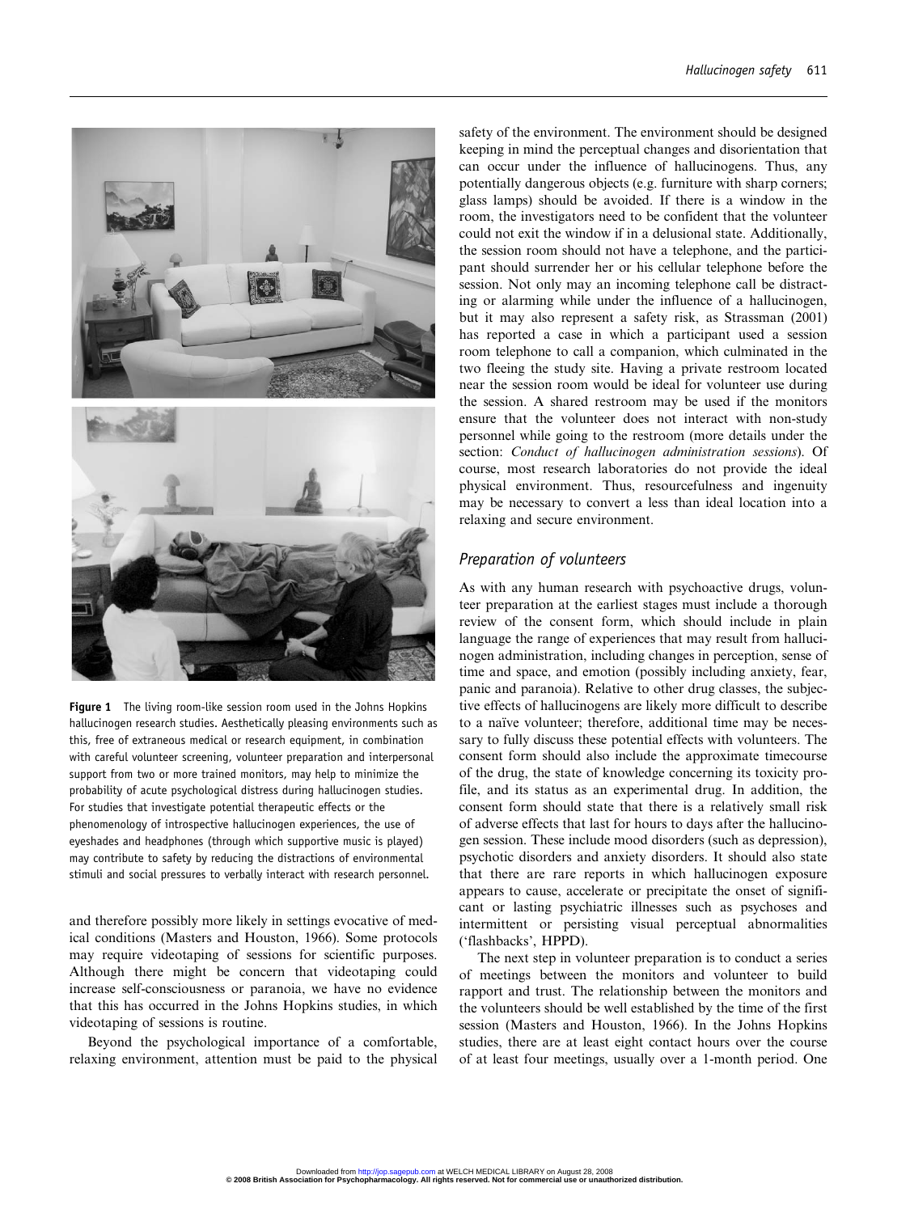Figure 1 The living room-like session room used in the Johns Hopkins hallucinogen research studies. Aesthetically pleasing environments such as this, free of extraneous medical or research equipment, in combination with careful volunteer screening, volunteer preparation and interpersonal support from two or more trained monitors, may help to minimize the probability of acute psychological distress during hallucinogen studies. For studies that investigate potential therapeutic effects or the phenomenology of introspective hallucinogen experiences, the use of eyeshades and headphones (through which supportive music is played) may contribute to safety by reducing the distractions of environmental stimuli and social pressures to verbally interact with research personnel.

and therefore possibly more likely in settings evocative of medical conditions (Masters and Houston, 1966). Some protocols may require videotaping of sessions for scientific purposes. Although there might be concern that videotaping could increase self-consciousness or paranoia, we have no evidence that this has occurred in the Johns Hopkins studies, in which videotaping of sessions is routine.

Beyond the psychological importance of a comfortable, relaxing environment, attention must be paid to the physical safety of the environment. The environment should be designed keeping in mind the perceptual changes and disorientation that can occur under the influence of hallucinogens. Thus, any potentially dangerous objects (e.g. furniture with sharp corners; glass lamps) should be avoided. If there is a window in the room, the investigators need to be confident that the volunteer could not exit the window if in a delusional state. Additionally, the session room should not have a telephone, and the participant should surrender her or his cellular telephone before the session. Not only may an incoming telephone call be distracting or alarming while under the influence of a hallucinogen, but it may also represent a safety risk, as Strassman (2001) has reported a case in which a participant used a session room telephone to call a companion, which culminated in the two fleeing the study site. Having a private restroom located near the session room would be ideal for volunteer use during the session. A shared restroom may be used if the monitors ensure that the volunteer does not interact with non-study personnel while going to the restroom (more details under the section: *Conduct of hallucinogen administration sessions*). Of course, most research laboratories do not provide the ideal physical environment. Thus, resourcefulness and ingenuity may be necessary to convert a less than ideal location into a relaxing and secure environment.

## *Preparation of volunteers*

As with any human research with psychoactive drugs, volunteer preparation at the earliest stages must include a thorough review of the consent form, which should include in plain language the range of experiences that may result from hallucinogen administration, including changes in perception, sense of time and space, and emotion (possibly including anxiety, fear, panic and paranoia). Relative to other drug classes, the subjective effects of hallucinogens are likely more difficult to describe to a naïve volunteer; therefore, additional time may be necessary to fully discuss these potential effects with volunteers. The consent form should also include the approximate timecourse of the drug, the state of knowledge concerning its toxicity profile, and its status as an experimental drug. In addition, the consent form should state that there is a relatively small risk of adverse effects that last for hours to days after the hallucinogen session. These include mood disorders (such as depression), psychotic disorders and anxiety disorders. It should also state that there are rare reports in which hallucinogen exposure appears to cause, accelerate or precipitate the onset of significant or lasting psychiatric illnesses such as psychoses and intermittent or persisting visual perceptual abnormalities ('flashbacks', HPPD).

The next step in volunteer preparation is to conduct a series of meetings between the monitors and volunteer to build rapport and trust. The relationship between the monitors and the volunteers should be well established by the time of the first session (Masters and Houston, 1966). In the Johns Hopkins studies, there are at least eight contact hours over the course of at least four meetings, usually over a 1-month period. One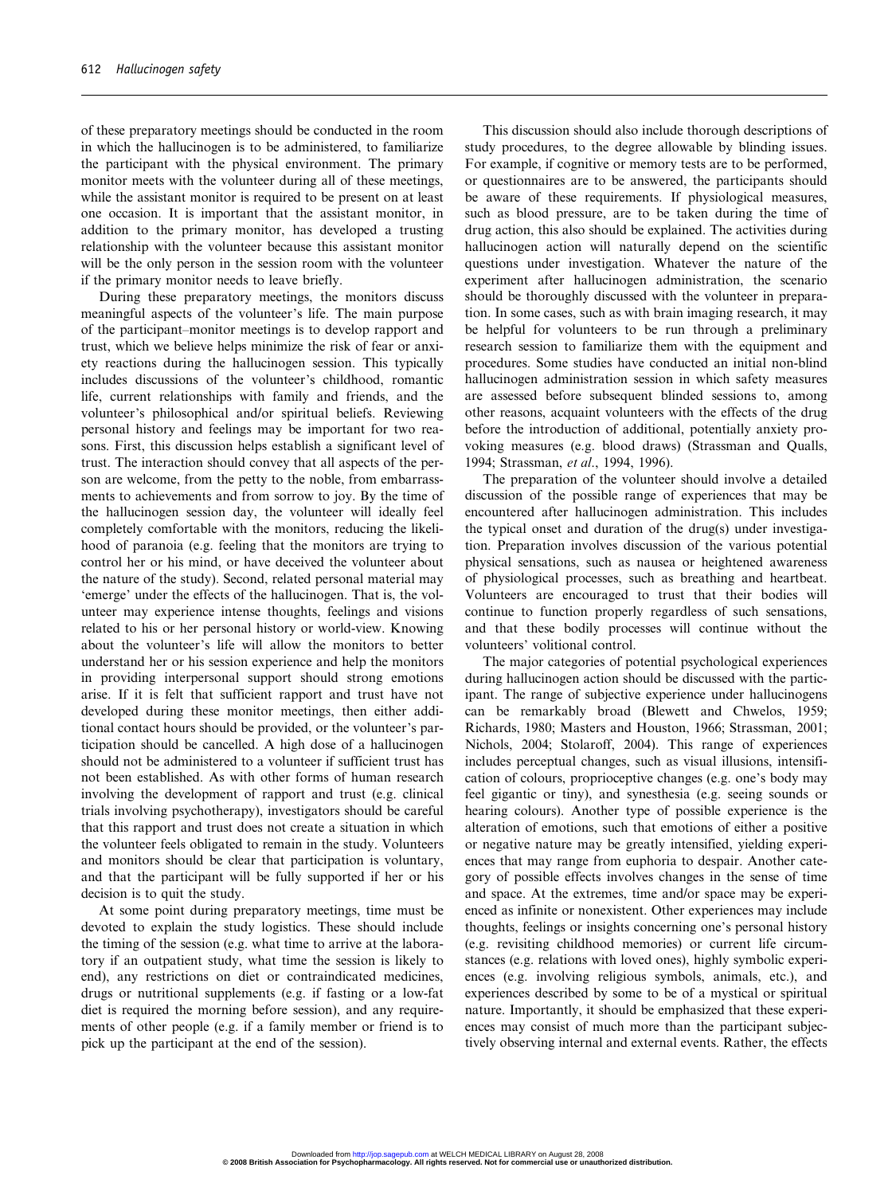of these preparatory meetings should be conducted in the room in which the hallucinogen is to be administered, to familiarize the participant with the physical environment. The primary monitor meets with the volunteer during all of these meetings, while the assistant monitor is required to be present on at least one occasion. It is important that the assistant monitor, in addition to the primary monitor, has developed a trusting relationship with the volunteer because this assistant monitor will be the only person in the session room with the volunteer if the primary monitor needs to leave briefly.

During these preparatory meetings, the monitors discuss meaningful aspects of the volunteer's life. The main purpose of the participant–monitor meetings is to develop rapport and trust, which we believe helps minimize the risk of fear or anxiety reactions during the hallucinogen session. This typically includes discussions of the volunteer's childhood, romantic life, current relationships with family and friends, and the volunteer's philosophical and/or spiritual beliefs. Reviewing personal history and feelings may be important for two reasons. First, this discussion helps establish a significant level of trust. The interaction should convey that all aspects of the person are welcome, from the petty to the noble, from embarrassments to achievements and from sorrow to joy. By the time of the hallucinogen session day, the volunteer will ideally feel completely comfortable with the monitors, reducing the likelihood of paranoia (e.g. feeling that the monitors are trying to control her or his mind, or have deceived the volunteer about the nature of the study). Second, related personal material may 'emerge' under the effects of the hallucinogen. That is, the volunteer may experience intense thoughts, feelings and visions related to his or her personal history or world-view. Knowing about the volunteer's life will allow the monitors to better understand her or his session experience and help the monitors in providing interpersonal support should strong emotions arise. If it is felt that sufficient rapport and trust have not developed during these monitor meetings, then either additional contact hours should be provided, or the volunteer's participation should be cancelled. A high dose of a hallucinogen should not be administered to a volunteer if sufficient trust has not been established. As with other forms of human research involving the development of rapport and trust (e.g. clinical trials involving psychotherapy), investigators should be careful that this rapport and trust does not create a situation in which the volunteer feels obligated to remain in the study. Volunteers and monitors should be clear that participation is voluntary, and that the participant will be fully supported if her or his decision is to quit the study.

At some point during preparatory meetings, time must be devoted to explain the study logistics. These should include the timing of the session (e.g. what time to arrive at the laboratory if an outpatient study, what time the session is likely to end), any restrictions on diet or contraindicated medicines, drugs or nutritional supplements (e.g. if fasting or a low-fat diet is required the morning before session), and any requirements of other people (e.g. if a family member or friend is to pick up the participant at the end of the session).

This discussion should also include thorough descriptions of study procedures, to the degree allowable by blinding issues. For example, if cognitive or memory tests are to be performed, or questionnaires are to be answered, the participants should be aware of these requirements. If physiological measures, such as blood pressure, are to be taken during the time of drug action, this also should be explained. The activities during hallucinogen action will naturally depend on the scientific questions under investigation. Whatever the nature of the experiment after hallucinogen administration, the scenario should be thoroughly discussed with the volunteer in preparation. In some cases, such as with brain imaging research, it may be helpful for volunteers to be run through a preliminary research session to familiarize them with the equipment and procedures. Some studies have conducted an initial non-blind hallucinogen administration session in which safety measures are assessed before subsequent blinded sessions to, among other reasons, acquaint volunteers with the effects of the drug before the introduction of additional, potentially anxiety provoking measures (e.g. blood draws) (Strassman and Qualls, 1994; Strassman, *et al*., 1994, 1996).

The preparation of the volunteer should involve a detailed discussion of the possible range of experiences that may be encountered after hallucinogen administration. This includes the typical onset and duration of the drug(s) under investigation. Preparation involves discussion of the various potential physical sensations, such as nausea or heightened awareness of physiological processes, such as breathing and heartbeat. Volunteers are encouraged to trust that their bodies will continue to function properly regardless of such sensations, and that these bodily processes will continue without the volunteers' volitional control.

The major categories of potential psychological experiences during hallucinogen action should be discussed with the participant. The range of subjective experience under hallucinogens can be remarkably broad (Blewett and Chwelos, 1959; Richards, 1980; Masters and Houston, 1966; Strassman, 2001; Nichols, 2004; Stolaroff, 2004). This range of experiences includes perceptual changes, such as visual illusions, intensification of colours, proprioceptive changes (e.g. one's body may feel gigantic or tiny), and synesthesia (e.g. seeing sounds or hearing colours). Another type of possible experience is the alteration of emotions, such that emotions of either a positive or negative nature may be greatly intensified, yielding experiences that may range from euphoria to despair. Another category of possible effects involves changes in the sense of time and space. At the extremes, time and/or space may be experienced as infinite or nonexistent. Other experiences may include thoughts, feelings or insights concerning one's personal history (e.g. revisiting childhood memories) or current life circumstances (e.g. relations with loved ones), highly symbolic experiences (e.g. involving religious symbols, animals, etc.), and experiences described by some to be of a mystical or spiritual nature. Importantly, it should be emphasized that these experiences may consist of much more than the participant subjectively observing internal and external events. Rather, the effects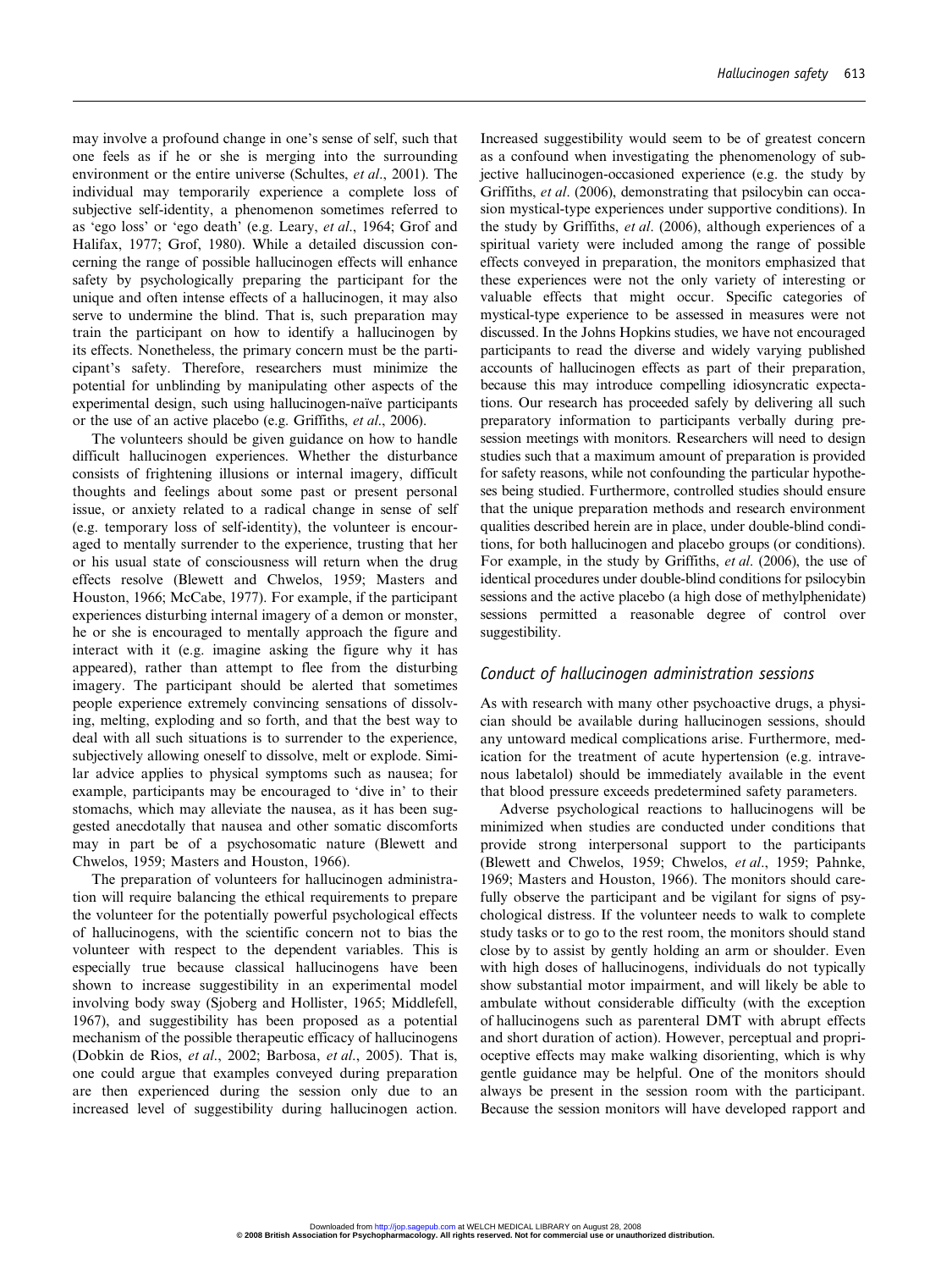may involve a profound change in one's sense of self, such that one feels as if he or she is merging into the surrounding environment or the entire universe (Schultes, *et al*., 2001). The individual may temporarily experience a complete loss of subjective self-identity, a phenomenon sometimes referred to as 'ego loss' or 'ego death' (e.g. Leary, *et al*., 1964; Grof and Halifax, 1977; Grof, 1980). While a detailed discussion concerning the range of possible hallucinogen effects will enhance safety by psychologically preparing the participant for the unique and often intense effects of a hallucinogen, it may also serve to undermine the blind. That is, such preparation may train the participant on how to identify a hallucinogen by its effects. Nonetheless, the primary concern must be the participant's safety. Therefore, researchers must minimize the potential for unblinding by manipulating other aspects of the experimental design, such using hallucinogen-naïve participants or the use of an active placebo (e.g. Griffiths, *et al*., 2006).

The volunteers should be given guidance on how to handle difficult hallucinogen experiences. Whether the disturbance consists of frightening illusions or internal imagery, difficult thoughts and feelings about some past or present personal issue, or anxiety related to a radical change in sense of self (e.g. temporary loss of self-identity), the volunteer is encouraged to mentally surrender to the experience, trusting that her or his usual state of consciousness will return when the drug effects resolve (Blewett and Chwelos, 1959; Masters and Houston, 1966; McCabe, 1977). For example, if the participant experiences disturbing internal imagery of a demon or monster, he or she is encouraged to mentally approach the figure and interact with it (e.g. imagine asking the figure why it has appeared), rather than attempt to flee from the disturbing imagery. The participant should be alerted that sometimes people experience extremely convincing sensations of dissolving, melting, exploding and so forth, and that the best way to deal with all such situations is to surrender to the experience, subjectively allowing oneself to dissolve, melt or explode. Similar advice applies to physical symptoms such as nausea; for example, participants may be encouraged to 'dive in' to their stomachs, which may alleviate the nausea, as it has been suggested anecdotally that nausea and other somatic discomforts may in part be of a psychosomatic nature (Blewett and Chwelos, 1959; Masters and Houston, 1966).

The preparation of volunteers for hallucinogen administration will require balancing the ethical requirements to prepare the volunteer for the potentially powerful psychological effects of hallucinogens, with the scientific concern not to bias the volunteer with respect to the dependent variables. This is especially true because classical hallucinogens have been shown to increase suggestibility in an experimental model involving body sway (Sjoberg and Hollister, 1965; Middlefell, 1967), and suggestibility has been proposed as a potential mechanism of the possible therapeutic efficacy of hallucinogens (Dobkin de Rios, *et al*., 2002; Barbosa, *et al*., 2005). That is, one could argue that examples conveyed during preparation are then experienced during the session only due to an increased level of suggestibility during hallucinogen action. Increased suggestibility would seem to be of greatest concern as a confound when investigating the phenomenology of subjective hallucinogen-occasioned experience (e.g. the study by Griffiths, *et al*. (2006), demonstrating that psilocybin can occasion mystical-type experiences under supportive conditions). In the study by Griffiths, *et al*. (2006), although experiences of a spiritual variety were included among the range of possible effects conveyed in preparation, the monitors emphasized that these experiences were not the only variety of interesting or valuable effects that might occur. Specific categories of mystical-type experience to be assessed in measures were not discussed. In the Johns Hopkins studies, we have not encouraged participants to read the diverse and widely varying published accounts of hallucinogen effects as part of their preparation, because this may introduce compelling idiosyncratic expectations. Our research has proceeded safely by delivering all such preparatory information to participants verbally during pre-session meetings with monitors. Researchers will need to design studies such that a maximum amount of preparation is provided for safety reasons, while not confounding the particular hypotheses being studied. Furthermore, controlled studies should ensure that the unique preparation methods and research environment qualities described herein are in place, under double-blind conditions, for both hallucinogen and placebo groups (or conditions). For example, in the study by Griffiths, *et al*. (2006), the use of identical procedures under double-blind conditions for psilocybin sessions and the active placebo (a high dose of methylphenidate) sessions permitted a reasonable degree of control over suggestibility.

### *Conduct of hallucinogen administration sessions*

As with research with many other psychoactive drugs, a physician should be available during hallucinogen sessions, should any untoward medical complications arise. Furthermore, medication for the treatment of acute hypertension (e.g. intravenous labetalol) should be immediately available in the event that blood pressure exceeds predetermined safety parameters.

Adverse psychological reactions to hallucinogens will be minimized when studies are conducted under conditions that provide strong interpersonal support to the participants (Blewett and Chwelos, 1959; Chwelos, *et al*., 1959; Pahnke, 1969; Masters and Houston, 1966). The monitors should carefully observe the participant and be vigilant for signs of psychological distress. If the volunteer needs to walk to complete study tasks or to go to the rest room, the monitors should stand close by to assist by gently holding an arm or shoulder. Even with high doses of hallucinogens, individuals do not typically show substantial motor impairment, and will likely be able to ambulate without considerable difficulty (with the exception of hallucinogens such as parenteral DMT with abrupt effects and short duration of action). However, perceptual and proprioceptive effects may make walking disorienting, which is why gentle guidance may be helpful. One of the monitors should always be present in the session room with the participant. Because the session monitors will have developed rapport and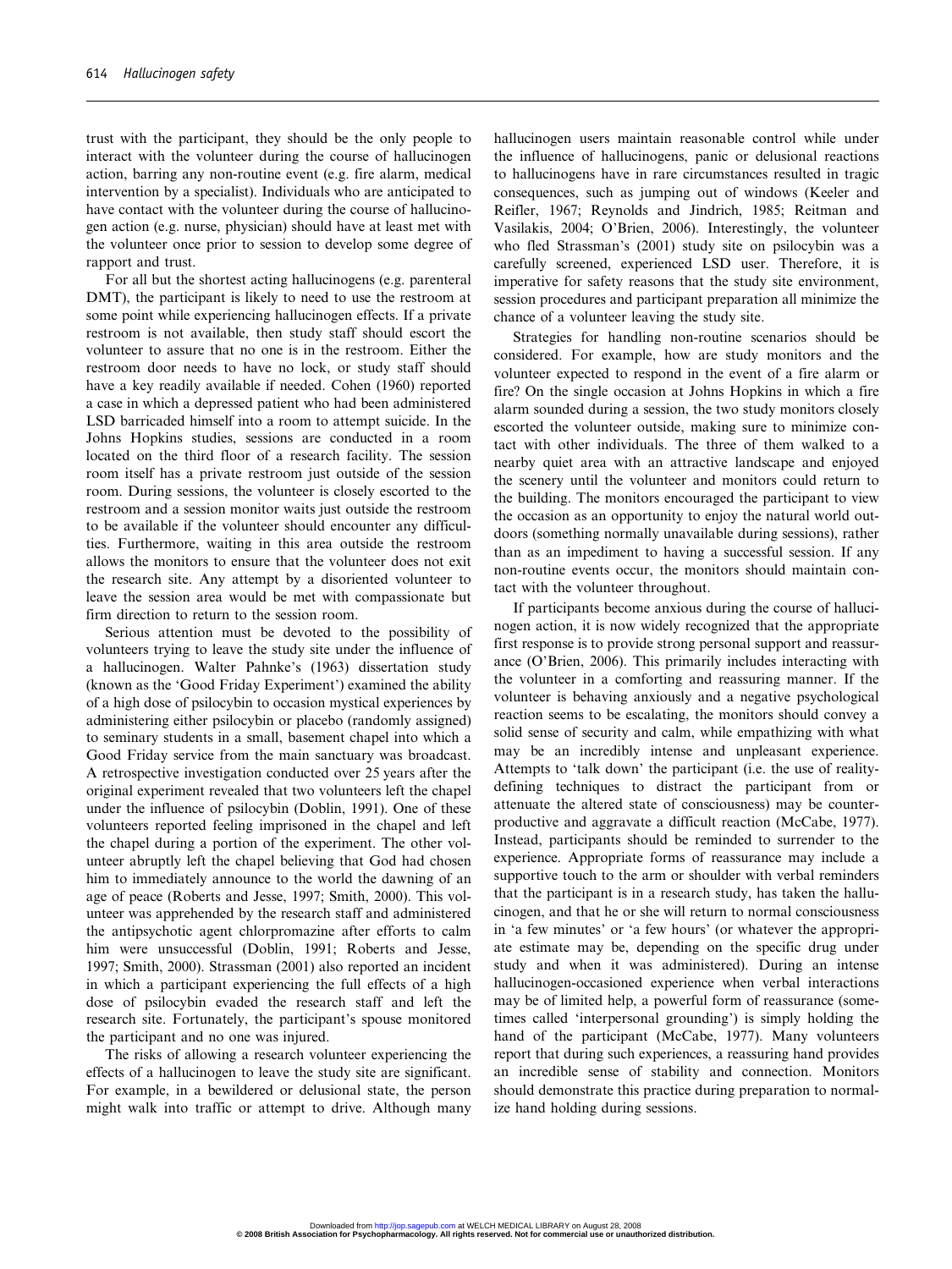trust with the participant, they should be the only people to interact with the volunteer during the course of hallucinogen action, barring any non-routine event (e.g. fire alarm, medical intervention by a specialist). Individuals who are anticipated to have contact with the volunteer during the course of hallucinogen action (e.g. nurse, physician) should have at least met with the volunteer once prior to session to develop some degree of rapport and trust.

For all but the shortest acting hallucinogens (e.g. parenteral DMT), the participant is likely to need to use the restroom at some point while experiencing hallucinogen effects. If a private restroom is not available, then study staff should escort the volunteer to assure that no one is in the restroom. Either the restroom door needs to have no lock, or study staff should have a key readily available if needed. Cohen (1960) reported a case in which a depressed patient who had been administered LSD barricaded himself into a room to attempt suicide. In the Johns Hopkins studies, sessions are conducted in a room located on the third floor of a research facility. The session room itself has a private restroom just outside of the session room. During sessions, the volunteer is closely escorted to the restroom and a session monitor waits just outside the restroom to be available if the volunteer should encounter any difficulties. Furthermore, waiting in this area outside the restroom allows the monitors to ensure that the volunteer does not exit the research site. Any attempt by a disoriented volunteer to leave the session area would be met with compassionate but firm direction to return to the session room.

Serious attention must be devoted to the possibility of volunteers trying to leave the study site under the influence of a hallucinogen. Walter Pahnke's (1963) dissertation study (known as the 'Good Friday Experiment') examined the ability of a high dose of psilocybin to occasion mystical experiences by administering either psilocybin or placebo (randomly assigned) to seminary students in a small, basement chapel into which a Good Friday service from the main sanctuary was broadcast. A retrospective investigation conducted over 25 years after the original experiment revealed that two volunteers left the chapel under the influence of psilocybin (Doblin, 1991). One of these volunteers reported feeling imprisoned in the chapel and left the chapel during a portion of the experiment. The other volunteer abruptly left the chapel believing that God had chosen him to immediately announce to the world the dawning of an age of peace (Roberts and Jesse, 1997; Smith, 2000). This volunteer was apprehended by the research staff and administered the antipsychotic agent chlorpromazine after efforts to calm him were unsuccessful (Doblin, 1991; Roberts and Jesse, 1997; Smith, 2000). Strassman (2001) also reported an incident in which a participant experiencing the full effects of a high dose of psilocybin evaded the research staff and left the research site. Fortunately, the participant's spouse monitored the participant and no one was injured.

The risks of allowing a research volunteer experiencing the effects of a hallucinogen to leave the study site are significant. For example, in a bewildered or delusional state, the person might walk into traffic or attempt to drive. Although many hallucinogen users maintain reasonable control while under the influence of hallucinogens, panic or delusional reactions to hallucinogens have in rare circumstances resulted in tragic consequences, such as jumping out of windows (Keeler and Reifler, 1967; Reynolds and Jindrich, 1985; Reitman and Vasilakis, 2004; O'Brien, 2006). Interestingly, the volunteer who fled Strassman's (2001) study site on psilocybin was a carefully screened, experienced LSD user. Therefore, it is imperative for safety reasons that the study site environment, session procedures and participant preparation all minimize the chance of a volunteer leaving the study site.

Strategies for handling non-routine scenarios should be considered. For example, how are study monitors and the volunteer expected to respond in the event of a fire alarm or fire? On the single occasion at Johns Hopkins in which a fire alarm sounded during a session, the two study monitors closely escorted the volunteer outside, making sure to minimize contact with other individuals. The three of them walked to a nearby quiet area with an attractive landscape and enjoyed the scenery until the volunteer and monitors could return to the building. The monitors encouraged the participant to view the occasion as an opportunity to enjoy the natural world outdoors (something normally unavailable during sessions), rather than as an impediment to having a successful session. If any non-routine events occur, the monitors should maintain contact with the volunteer throughout.

If participants become anxious during the course of hallucinogen action, it is now widely recognized that the appropriate first response is to provide strong personal support and reassurance (O'Brien, 2006). This primarily includes interacting with the volunteer in a comforting and reassuring manner. If the volunteer is behaving anxiously and a negative psychological reaction seems to be escalating, the monitors should convey a solid sense of security and calm, while empathizing with what may be an incredibly intense and unpleasant experience. Attempts to 'talk down' the participant (i.e. the use of reality-defining techniques to distract the participant from or attenuate the altered state of consciousness) may be counterproductive and aggravate a difficult reaction (McCabe, 1977). Instead, participants should be reminded to surrender to the experience. Appropriate forms of reassurance may include a supportive touch to the arm or shoulder with verbal reminders that the participant is in a research study, has taken the hallucinogen, and that he or she will return to normal consciousness in 'a few minutes' or 'a few hours' (or whatever the appropriate estimate may be, depending on the specific drug under study and when it was administered). During an intense hallucinogen-occasioned experience when verbal interactions may be of limited help, a powerful form of reassurance (sometimes called 'interpersonal grounding') is simply holding the hand of the participant (McCabe, 1977). Many volunteers report that during such experiences, a reassuring hand provides an incredible sense of stability and connection. Monitors should demonstrate this practice during preparation to normalize hand holding during sessions.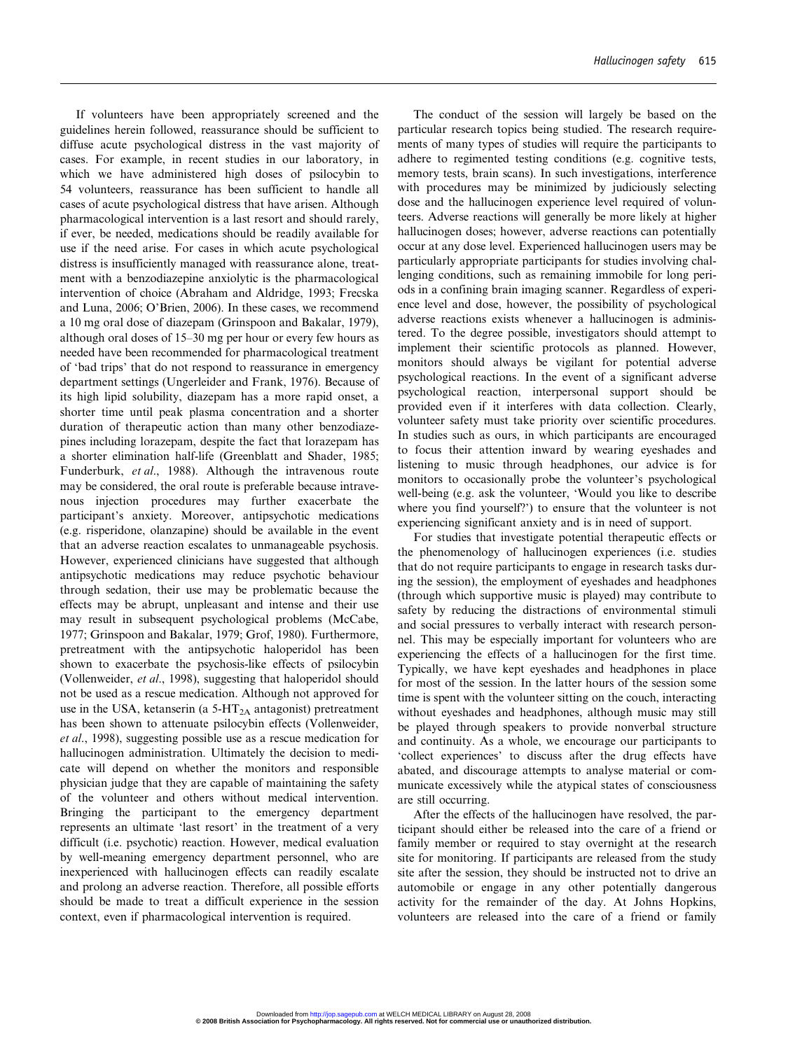If volunteers have been appropriately screened and the guidelines herein followed, reassurance should be sufficient to diffuse acute psychological distress in the vast majority of cases. For example, in recent studies in our laboratory, in which we have administered high doses of psilocybin to 54 volunteers, reassurance has been sufficient to handle all cases of acute psychological distress that have arisen. Although pharmacological intervention is a last resort and should rarely, if ever, be needed, medications should be readily available for use if the need arise. For cases in which acute psychological distress is insufficiently managed with reassurance alone, treatment with a benzodiazepine anxiolytic is the pharmacological intervention of choice (Abraham and Aldridge, 1993; Frecska and Luna, 2006; O'Brien, 2006). In these cases, we recommend a 10 mg oral dose of diazepam (Grinspoon and Bakalar, 1979), although oral doses of 15–30 mg per hour or every few hours as needed have been recommended for pharmacological treatment of 'bad trips' that do not respond to reassurance in emergency department settings (Ungerleider and Frank, 1976). Because of its high lipid solubility, diazepam has a more rapid onset, a shorter time until peak plasma concentration and a shorter duration of therapeutic action than many other benzodiazepines including lorazepam, despite the fact that lorazepam has a shorter elimination half-life (Greenblatt and Shader, 1985; Funderburk, *et al*., 1988). Although the intravenous route may be considered, the oral route is preferable because intravenous injection procedures may further exacerbate the participant's anxiety. Moreover, antipsychotic medications (e.g. risperidone, olanzapine) should be available in the event that an adverse reaction escalates to unmanageable psychosis. However, experienced clinicians have suggested that although antipsychotic medications may reduce psychotic behaviour through sedation, their use may be problematic because the effects may be abrupt, unpleasant and intense and their use may result in subsequent psychological problems (McCabe, 1977; Grinspoon and Bakalar, 1979; Grof, 1980). Furthermore, pretreatment with the antipsychotic haloperidol has been shown to exacerbate the psychosis-like effects of psilocybin (Vollenweider, *et al*., 1998), suggesting that haloperidol should not be used as a rescue medication. Although not approved for use in the USA, ketanserin (a $5\text{-HT}_{2A}$ antagonist) pretreatment has been shown to attenuate psilocybin effects (Vollenweider, *et al*., 1998), suggesting possible use as a rescue medication for hallucinogen administration. Ultimately the decision to medicate will depend on whether the monitors and responsible physician judge that they are capable of maintaining the safety of the volunteer and others without medical intervention. Bringing the participant to the emergency department represents an ultimate 'last resort' in the treatment of a very difficult (i.e. psychotic) reaction. However, medical evaluation by well-meaning emergency department personnel, who are inexperienced with hallucinogen effects can readily escalate and prolong an adverse reaction. Therefore, all possible efforts should be made to treat a difficult experience in the session context, even if pharmacological intervention is required.

The conduct of the session will largely be based on the particular research topics being studied. The research requirements of many types of studies will require the participants to adhere to regimented testing conditions (e.g. cognitive tests, memory tests, brain scans). In such investigations, interference with procedures may be minimized by judiciously selecting dose and the hallucinogen experience level required of volunteers. Adverse reactions will generally be more likely at higher hallucinogen doses; however, adverse reactions can potentially occur at any dose level. Experienced hallucinogen users may be particularly appropriate participants for studies involving challenging conditions, such as remaining immobile for long periods in a confining brain imaging scanner. Regardless of experience level and dose, however, the possibility of psychological adverse reactions exists whenever a hallucinogen is administered. To the degree possible, investigators should attempt to implement their scientific protocols as planned. However, monitors should always be vigilant for potential adverse psychological reactions. In the event of a significant adverse psychological reaction, interpersonal support should be provided even if it interferes with data collection. Clearly, volunteer safety must take priority over scientific procedures. In studies such as ours, in which participants are encouraged to focus their attention inward by wearing eyeshades and listening to music through headphones, our advice is for monitors to occasionally probe the volunteer's psychological well-being (e.g. ask the volunteer, 'Would you like to describe where you find yourself?') to ensure that the volunteer is not experiencing significant anxiety and is in need of support.

For studies that investigate potential therapeutic effects or the phenomenology of hallucinogen experiences (i.e. studies that do not require participants to engage in research tasks during the session), the employment of eyeshades and headphones (through which supportive music is played) may contribute to safety by reducing the distractions of environmental stimuli and social pressures to verbally interact with research personnel. This may be especially important for volunteers who are experiencing the effects of a hallucinogen for the first time. Typically, we have kept eyeshades and headphones in place for most of the session. In the latter hours of the session some time is spent with the volunteer sitting on the couch, interacting without eyeshades and headphones, although music may still be played through speakers to provide nonverbal structure and continuity. As a whole, we encourage our participants to 'collect experiences' to discuss after the drug effects have abated, and discourage attempts to analyse material or communicate excessively while the atypical states of consciousness are still occurring.

After the effects of the hallucinogen have resolved, the participant should either be released into the care of a friend or family member or required to stay overnight at the research site for monitoring. If participants are released from the study site after the session, they should be instructed not to drive an automobile or engage in any other potentially dangerous activity for the remainder of the day. At Johns Hopkins, volunteers are released into the care of a friend or family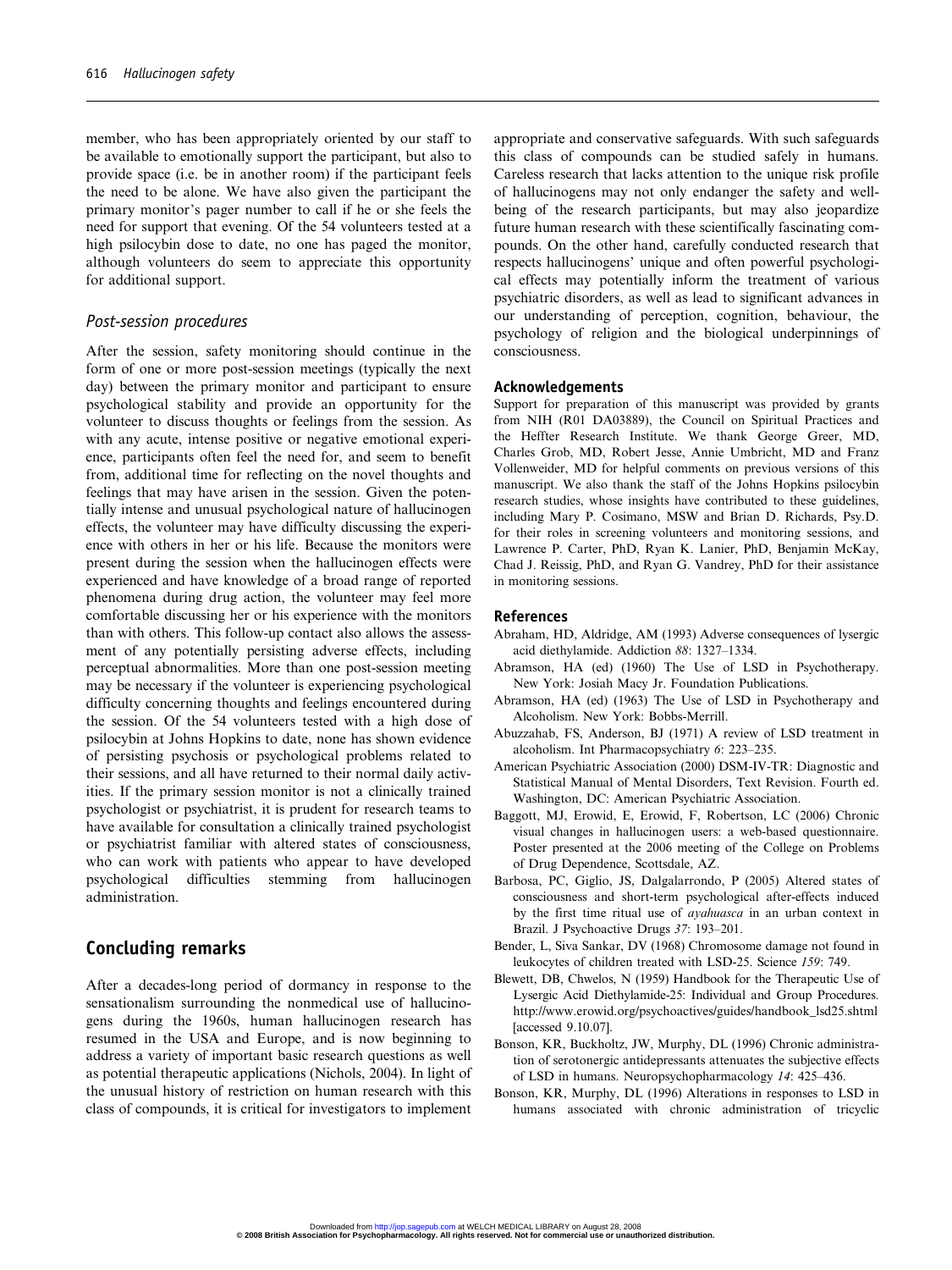member, who has been appropriately oriented by our staff to be available to emotionally support the participant, but also to provide space (i.e. be in another room) if the participant feels the need to be alone. We have also given the participant the primary monitor's pager number to call if he or she feels the need for support that evening. Of the 54 volunteers tested at a high psilocybin dose to date, no one has paged the monitor, although volunteers do seem to appreciate this opportunity for additional support.

### *Post-session procedures*

After the session, safety monitoring should continue in the form of one or more post-session meetings (typically the next day) between the primary monitor and participant to ensure psychological stability and provide an opportunity for the volunteer to discuss thoughts or feelings from the session. As with any acute, intense positive or negative emotional experience, participants often feel the need for, and seem to benefit from, additional time for reflecting on the novel thoughts and feelings that may have arisen in the session. Given the potentially intense and unusual psychological nature of hallucinogen effects, the volunteer may have difficulty discussing the experience with others in her or his life. Because the monitors were present during the session when the hallucinogen effects were experienced and have knowledge of a broad range of reported phenomena during drug action, the volunteer may feel more comfortable discussing her or his experience with the monitors than with others. This follow-up contact also allows the assessment of any potentially persisting adverse effects, including perceptual abnormalities. More than one post-session meeting may be necessary if the volunteer is experiencing psychological difficulty concerning thoughts and feelings encountered during the session. Of the 54 volunteers tested with a high dose of psilocybin at Johns Hopkins to date, none has shown evidence of persisting psychosis or psychological problems related to their sessions, and all have returned to their normal daily activities. If the primary session monitor is not a clinically trained psychologist or psychiatrist, it is prudent for research teams to have available for consultation a clinically trained psychologist or psychiatrist familiar with altered states of consciousness, who can work with patients who appear to have developed psychological difficulties stemming from hallucinogen administration.

## Concluding remarks

After a decades-long period of dormancy in response to the sensationalism surrounding the nonmedical use of hallucinogens during the 1960s, human hallucinogen research has resumed in the USA and Europe, and is now beginning to address a variety of important basic research questions as well as potential therapeutic applications (Nichols, 2004). In light of the unusual history of restriction on human research with this class of compounds, it is critical for investigators to implement appropriate and conservative safeguards. With such safeguards this class of compounds can be studied safely in humans. Careless research that lacks attention to the unique risk profile of hallucinogens may not only endanger the safety and well-being of the research participants, but may also jeopardize future human research with these scientifically fascinating compounds. On the other hand, carefully conducted research that respects hallucinogens' unique and often powerful psychological effects may potentially inform the treatment of various psychiatric disorders, as well as lead to significant advances in our understanding of perception, cognition, behaviour, the psychology of religion and the biological underpinnings of consciousness.

### Acknowledgements

Support for preparation of this manuscript was provided by grants from NIH (R01 DA03889), the Council on Spiritual Practices and the Heffter Research Institute. We thank George Greer, MD, Charles Grob, MD, Robert Jesse, Annie Umbricht, MD and Franz Vollenweider, MD for helpful comments on previous versions of this manuscript. We also thank the staff of the Johns Hopkins psilocybin research studies, whose insights have contributed to these guidelines, including Mary P. Cosimano, MSW and Brian D. Richards, Psy.D. for their roles in screening volunteers and monitoring sessions, and Lawrence P. Carter, PhD, Ryan K. Lanier, PhD, Benjamin McKay, Chad J. Reissig, PhD, and Ryan G. Vandrey, PhD for their assistance in monitoring sessions.

### References

Abraham, HD, Aldridge, AM (1993) Adverse consequences of lysergic acid diethylamide. Addiction *88*: 1327–1334.

Abramson, HA (ed) (1960) The Use of LSD in Psychotherapy. New York: Josiah Macy Jr. Foundation Publications.

Abramson, HA (ed) (1963) The Use of LSD in Psychotherapy and Alcoholism. New York: Bobbs-Merrill.

Abuzzahab, FS, Anderson, BJ (1971) A review of LSD treatment in alcoholism. Int Pharmacopsychiatry *6*: 223–235.

American Psychiatric Association (2000) DSM-IV-TR: Diagnostic and Statistical Manual of Mental Disorders, Text Revision. Fourth ed. Washington, DC: American Psychiatric Association.

Baggott, MJ, Erowid, E, Erowid, F, Robertson, LC (2006) Chronic visual changes in hallucinogen users: a web-based questionnaire. Poster presented at the 2006 meeting of the College on Problems of Drug Dependence, Scottsdale, AZ.

Barbosa, PC, Giglio, JS, Dalgalarrondo, P (2005) Altered states of consciousness and short-term psychological after-effects induced by the first time ritual use of *ayahuasca* in an urban context in Brazil. J Psychoactive Drugs *37*: 193–201.

Bender, L, Siva Sankar, DV (1968) Chromosome damage not found in leukocytes of children treated with LSD-25. Science *159*: 749.

Blewett, DB, Chwelos, N (1959) Handbook for the Therapeutic Use of Lysergic Acid Diethylamide-25: Individual and Group Procedures. http://www.erowid.org/psychoactives/guides/handbook_lsd25.shtml [accessed 9.10.07].

Bonson, KR, Buckholtz, JW, Murphy, DL (1996) Chronic administration of serotonergic antidepressants attenuates the subjective effects of LSD in humans. Neuropsychopharmacology *14*: 425–436.

Bonson, KR, Murphy, DL (1996) Alterations in responses to LSD in humans associated with chronic administration of tricyclic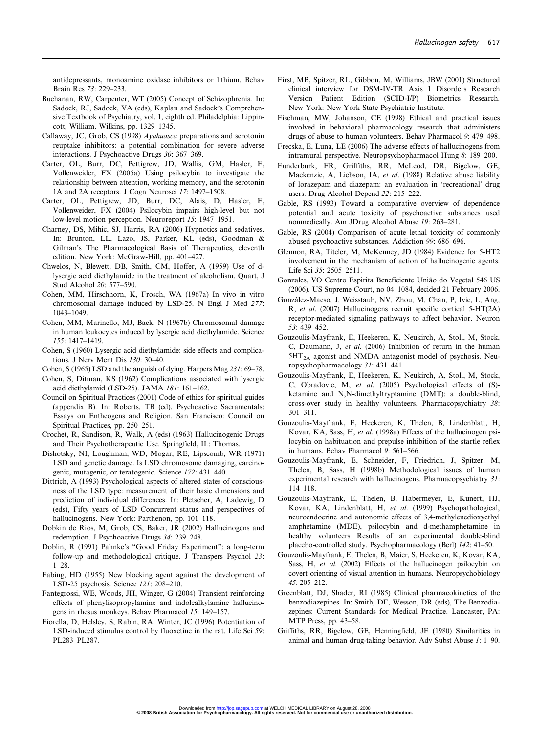antidepressants, monoamine oxidase inhibitors or lithium. Behav Brain Res *73*: 229–233.

Buchanan, RW, Carpenter, WT (2005) Concept of Schizophrenia. In: Sadock, RJ, Sadock, VA (eds), Kaplan and Sadock's Comprehensive Textbook of Psychiatry, vol. 1, eighth ed. Philadelphia: Lippincott, William, Wilkins, pp. 1329–1345.

Callaway, JC, Grob, CS (1998) *Ayahuasca* preparations and serotonin reuptake inhibitors: a potential combination for severe adverse interactions. J Psychoactive Drugs *30*: 367–369.

Carter, OL, Burr, DC, Pettigrew, JD, Wallis, GM, Hasler, F, Vollenweider, FX (2005a) Using psilocybin to investigate the relationship between attention, working memory, and the serotonin 1A and 2A receptors. J Cogn Neurosci *17*: 1497–1508.

Carter, OL, Pettigrew, JD, Burr, DC, Alais, D, Hasler, F, Vollenweider, FX (2004) Psilocybin impairs high-level but not low-level motion perception. Neuroreport *15*: 1947–1951.

Charney, DS, Mihic, SJ, Harris, RA (2006) Hypnotics and sedatives. In: Brunton, LL, Lazo, JS, Parker, KL (eds), Goodman & Gilman's The Pharmacological Basis of Therapeutics, eleventh edition. New York: McGraw-Hill, pp. 401–427.

Chwelos, N, Blewett, DB, Smith, CM, Hoffer, A (1959) Use of d-lysergic acid diethylamide in the treatment of alcoholism. Quart, J Stud Alcohol *20*: 577–590.

Cohen, MM, Hirschhorn, K, Frosch, WA (1967a) In vivo in vitro chromosomal damage induced by LSD-25. N Engl J Med *277*: 1043–1049.

Cohen, MM, Marinello, MJ, Back, N (1967b) Chromosomal damage in human leukocytes induced by lysergic acid diethylamide. Science *155*: 1417–1419.

Cohen, S (1960) Lysergic acid diethylamide: side effects and complications. J Nerv Ment Dis *130*: 30–40.

Cohen, S (1965) LSD and the anguish of dying. Harpers Mag *231*: 69–78.

Cohen, S, Ditman, KS (1962) Complications associated with lysergic acid diethylamid (LSD-25). JAMA *181*: 161–162.

Council on Spiritual Practices (2001) Code of ethics for spiritual guides (appendix B). In: Roberts, TB (ed), Psychoactive Sacramentals: Essays on Entheogens and Religion. San Francisco: Council on Spiritual Practices, pp. 250–251.

Crochet, R, Sandison, R, Walk, A (eds) (1963) Hallucinogenic Drugs and Their Psychotherapeutic Use. Springfield, IL: Thomas.

Dishotsky, NI, Loughman, WD, Mogar, RE, Lipscomb, WR (1971) LSD and genetic damage. Is LSD chromosome damaging, carcinogenic, mutagenic, or teratogenic. Science *172*: 431–440.

Dittrich, A (1993) Psychological aspects of altered states of consciousness of the LSD type: measurement of their basic dimensions and prediction of individual differences. In: Pletscher, A, Ladewig, D (eds), Fifty years of LSD Concurrent status and perspectives of hallucinogens. New York: Parthenon, pp. 101–118.

Dobkin de Rios, M, Grob, CS, Baker, JR (2002) Hallucinogens and redemption. J Psychoactive Drugs *34*: 239–248.

Doblin, R (1991) Pahnke's "Good Friday Experiment": a long-term follow-up and methodological critique. J Transpers Psychol *23*: 1–28.

Fabing, HD (1955) New blocking agent against the development of LSD-25 psychosis. Science *121*: 208–210.

Fantegrossi, WE, Woods, JH, Winger, G (2004) Transient reinforcing effects of phenylisopropylamine and indolealkylamine hallucinogens in rhesus monkeys. Behav Pharmacol *15*: 149–157.

Fiorella, D, Helsley, S, Rabin, RA, Winter, JC (1996) Potentiation of LSD-induced stimulus control by fluoxetine in the rat. Life Sci *59*: PL283–PL287.

First, MB, Spitzer, RL, Gibbon, M, Williams, JBW (2001) Structured clinical interview for DSM-IV-TR Axis 1 Disorders Research Version Patient Edition (SCID-I/P) Biometrics Research. New York: New York State Psychiatric Institute.

Fischman, MW, Johanson, CE (1998) Ethical and practical issues involved in behavioral pharmacology research that administers drugs of abuse to human volunteers. Behav Pharmacol *9*: 479–498.

Frecska, E, Luna, LE (2006) The adverse effects of hallucinogens from intramural perspective. Neuropsychopharmacol Hung *8*: 189–200.

Funderburk, FR, Griffiths, RR, McLeod, DR, Bigelow, GE, Mackenzie, A, Liebson, IA, *et al*. (1988) Relative abuse liability of lorazepam and diazepam: an evaluation in 'recreational' drug users. Drug Alcohol Depend *22*: 215–222.

Gable, RS (1993) Toward a comparative overview of dependence potential and acute toxicity of psychoactive substances used nonmedically. Am JDrug Alcohol Abuse *19*: 263–281.

Gable, RS (2004) Comparison of acute lethal toxicity of commonly abused psychoactive substances. Addiction *99*: 686–696.

Glennon, RA, Titeler, M, McKenney, JD (1984) Evidence for 5-HT2 involvement in the mechanism of action of hallucinogenic agents. Life Sci *35*: 2505–2511.

Gonzales, VO Centro Espirita Beneficiente União do Vegetal 546 US (2006). US Supreme Court, no 04–1084, decided 21 February 2006.

González-Maeso, J, Weisstaub, NV, Zhou, M, Chan, P, Ivic, L, Ang, R, *et al*. (2007) Hallucinogens recruit specific cortical 5-HT(2A) receptor-mediated signaling pathways to affect behavior. Neuron *53*: 439–452.

Gouzoulis-Mayfrank, E, Heekeren, K, Neukirch, A, Stoll, M, Stock, C, Daumann, J, *et al*. (2006) Inhibition of return in the human $5HT_{2A}$ agonist and NMDA antagonist model of psychosis. Neuropsychopharmacology *31*: 431–441.

Gouzoulis-Mayfrank, E, Heekeren, K, Neukirch, A, Stoll, M, Stock, C, Obradovic, M, *et al*. (2005) Psychological effects of (S)-ketamine and N,N-dimethyltryptamine (DMT): a double-blind, cross-over study in healthy volunteers. Pharmacopsychiatry *38*: 301–311.

Gouzoulis-Mayfrank, E, Heekeren, K, Thelen, B, Lindenblatt, H, Kovar, KA, Sass, H, *et al*. (1998a) Effects of the hallucinogen psilocybin on habituation and prepulse inhibition of the startle reflex in humans. Behav Pharmacol *9*: 561–566.

Gouzoulis-Mayfrank, E, Schneider, F, Friedrich, J, Spitzer, M, Thelen, B, Sass, H (1998b) Methodological issues of human experimental research with hallucinogens. Pharmacopsychiatry *31*: 114–118.

Gouzoulis-Mayfrank, E, Thelen, B, Habermeyer, E, Kunert, HJ, Kovar, KA, Lindenblatt, H, *et al*. (1999) Psychopathological, neuroendocrine and autonomic effects of 3,4-methylenedioxyethyl amphetamine (MDE), psilocybin and d-methamphetamine in healthy volunteers Results of an experimental double-blind placebo-controlled study. Psychopharmacology (Berl) *142*: 41–50.

Gouzoulis-Mayfrank, E, Thelen, B, Maier, S, Heekeren, K, Kovar, KA, Sass, H, *et al*. (2002) Effects of the hallucinogen psilocybin on covert orienting of visual attention in humans. Neuropsychobiology *45*: 205–212.

Greenblatt, DJ, Shader, RI (1985) Clinical pharmacokinetics of the benzodiazepines. In: Smith, DE, Wesson, DR (eds), The Benzodiazepines: Current Standards for Medical Practice. Lancaster, PA: MTP Press, pp. 43–58.

Griffiths, RR, Bigelow, GE, Henningfield, JE (1980) Similarities in animal and human drug-taking behavior. Adv Subst Abuse *1*: 1–90.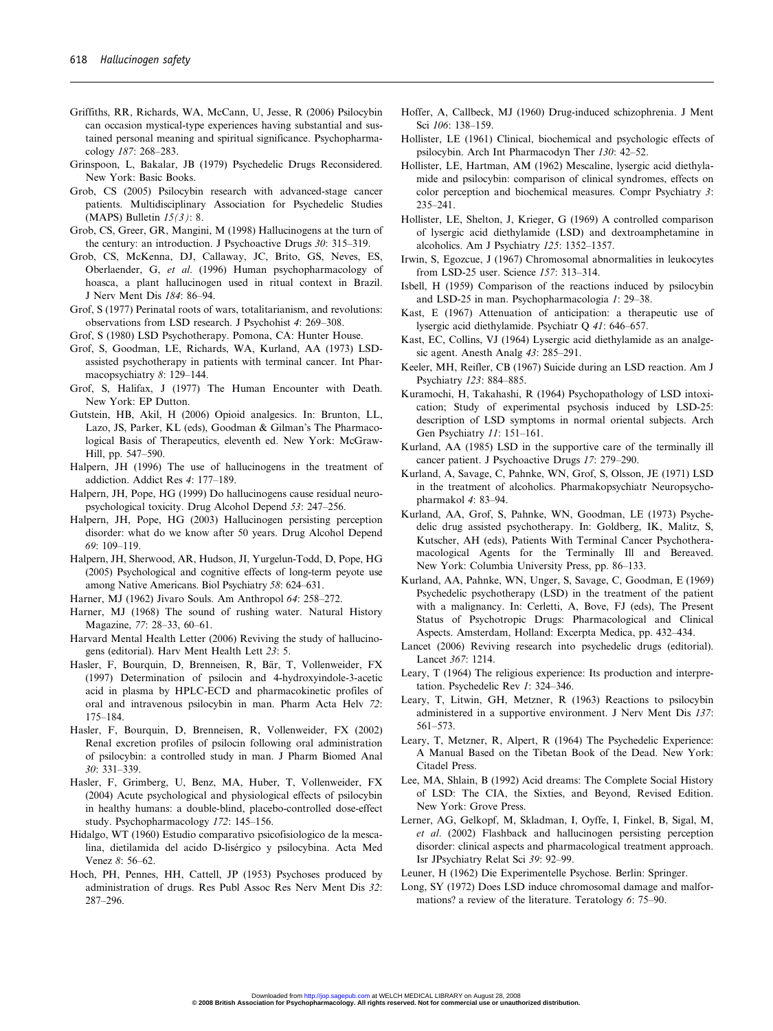Griffiths, RR, Richards, WA, McCann, U, Jesse, R (2006) Psilocybin can occasion mystical-type experiences having substantial and sustained personal meaning and spiritual significance. Psychopharmacology *187*: 268–283.

Grinspoon, L, Bakalar, JB (1979) Psychedelic Drugs Reconsidered. New York: Basic Books.

Grob, CS (2005) Psilocybin research with advanced-stage cancer patients. Multidisciplinary Association for Psychedelic Studies (MAPS) Bulletin *15(3)*: 8.

Grob, CS, Greer, GR, Mangini, M (1998) Hallucinogens at the turn of the century: an introduction. J Psychoactive Drugs *30*: 315–319.

Grob, CS, McKenna, DJ, Callaway, JC, Brito, GS, Neves, ES, Oberlaender, G, *et al*. (1996) Human psychopharmacology of hoasca, a plant hallucinogen used in ritual context in Brazil. J Nerv Ment Dis *184*: 86–94.

Grof, S (1977) Perinatal roots of wars, totalitarianism, and revolutions: observations from LSD research. J Psychohist *4*: 269–308.

Grof, S (1980) LSD Psychotherapy. Pomona, CA: Hunter House.

Grof, S, Goodman, LE, Richards, WA, Kurland, AA (1973) LSD-assisted psychotherapy in patients with terminal cancer. Int Pharmacopsychiatry *8*: 129–144.

Grof, S, Halifax, J (1977) The Human Encounter with Death. New York: EP Dutton.

Gutstein, HB, Akil, H (2006) Opioid analgesics. In: Brunton, LL, Lazo, JS, Parker, KL (eds), Goodman & Gilman's The Pharmacological Basis of Therapeutics, eleventh ed. New York: McGraw-Hill, pp. 547–590.

Halpern, JH (1996) The use of hallucinogens in the treatment of addiction. Addict Res *4*: 177–189.

Halpern, JH, Pope, HG (1999) Do hallucinogens cause residual neuropsychological toxicity. Drug Alcohol Depend *53*: 247–256.

Halpern, JH, Pope, HG (2003) Hallucinogen persisting perception disorder: what do we know after 50 years. Drug Alcohol Depend *69*: 109–119.

Halpern, JH, Sherwood, AR, Hudson, JI, Yurgelun-Todd, D, Pope, HG (2005) Psychological and cognitive effects of long-term peyote use among Native Americans. Biol Psychiatry *58*: 624–631.

Harner, MJ (1962) Jivaro Souls. Am Anthropol *64*: 258–272.

Harner, MJ (1968) The sound of rushing water. Natural History Magazine, *77*: 28–33, 60–61.

Harvard Mental Health Letter (2006) Reviving the study of hallucinogens (editorial). Harv Ment Health Lett *23*: 5.

Hasler, F, Bourquin, D, Brenneisen, R, Bär, T, Vollenweider, FX (1997) Determination of psilocin and 4-hydroxyindole-3-acetic acid in plasma by HPLC-ECD and pharmacokinetic profiles of oral and intravenous psilocybin in man. Pharm Acta Helv *72*: 175–184.

Hasler, F, Bourquin, D, Brenneisen, R, Vollenweider, FX (2002) Renal excretion profiles of psilocin following oral administration of psilocybin: a controlled study in man. J Pharm Biomed Anal *30*: 331–339.

Hasler, F, Grimberg, U, Benz, MA, Huber, T, Vollenweider, FX (2004) Acute psychological and physiological effects of psilocybin in healthy humans: a double-blind, placebo-controlled dose-effect study. Psychopharmacology *172*: 145–156.

Hidalgo, WT (1960) Estudio comparativo psicofisiologico de la mescalina, dietilamida del acido D-lisérgico y psilocybina. Acta Med Venez *8*: 56–62.

Hoch, PH, Pennes, HH, Cattell, JP (1953) Psychoses produced by administration of drugs. Res Publ Assoc Res Nerv Ment Dis *32*: 287–296.

Hoffer, A, Callbeck, MJ (1960) Drug-induced schizophrenia. J Ment Sci *106*: 138–159.

Hollister, LE (1961) Clinical, biochemical and psychologic effects of psilocybin. Arch Int Pharmacodyn Ther *130*: 42–52.

Hollister, LE, Hartman, AM (1962) Mescaline, lysergic acid diethylamide and psilocybin: comparison of clinical syndromes, effects on color perception and biochemical measures. Compr Psychiatry *3*: 235–241.

Hollister, LE, Shelton, J, Krieger, G (1969) A controlled comparison of lysergic acid diethylamide (LSD) and dextroamphetamine in alcoholics. Am J Psychiatry *125*: 1352–1357.

Irwin, S, Egozcue, J (1967) Chromosomal abnormalities in leukocytes from LSD-25 user. Science *157*: 313–314.

Isbell, H (1959) Comparison of the reactions induced by psilocybin and LSD-25 in man. Psychopharmacologia *1*: 29–38.

Kast, E (1967) Attenuation of anticipation: a therapeutic use of lysergic acid diethylamide. Psychiatr Q *41*: 646–657.

Kast, EC, Collins, VJ (1964) Lysergic acid diethylamide as an analgesic agent. Anesth Analg *43*: 285–291.

Keeler, MH, Reifler, CB (1967) Suicide during an LSD reaction. Am J Psychiatry *123*: 884–885.

Kuramochi, H, Takahashi, R (1964) Psychopathology of LSD intoxication; Study of experimental psychosis induced by LSD-25: description of LSD symptoms in normal oriental subjects. Arch Gen Psychiatry *11*: 151–161.

Kurland, AA (1985) LSD in the supportive care of the terminally ill cancer patient. J Psychoactive Drugs *17*: 279–290.

Kurland, A, Savage, C, Pahnke, WN, Grof, S, Olsson, JE (1971) LSD in the treatment of alcoholics. Pharmakopsychiatr Neuropsychopharmakol *4*: 83–94.

Kurland, AA, Grof, S, Pahnke, WN, Goodman, LE (1973) Psychedelic drug assisted psychotherapy. In: Goldberg, IK, Malitz, S, Kutscher, AH (eds), Patients With Terminal Cancer Psychotherapharmacological Agents for the Terminally Ill and Bereaved. New York: Columbia University Press, pp. 86–133.

Kurland, AA, Pahnke, WN, Unger, S, Savage, C, Goodman, E (1969) Psychedelic psychotherapy (LSD) in the treatment of the patient with a malignancy. In: Cerletti, A, Bove, FJ (eds), The Present Status of Psychotropic Drugs: Pharmacological and Clinical Aspects. Amsterdam, Holland: Excerpta Medica, pp. 432–434.

Lancet (2006) Reviving research into psychedelic drugs (editorial). Lancet *367*: 1214.

Leary, T (1964) The religious experience: Its production and interpretation. Psychedelic Rev *1*: 324–346.

Leary, T, Litwin, GH, Metzner, R (1963) Reactions to psilocybin administered in a supportive environment. J Nerv Ment Dis *137*: 561–573.

Leary, T, Metzner, R, Alpert, R (1964) The Psychedelic Experience: A Manual Based on the Tibetan Book of the Dead. New York: Citadel Press.

Lee, MA, Shlain, B (1992) Acid dreams: The Complete Social History of LSD: The CIA, the Sixties, and Beyond, Revised Edition. New York: Grove Press.

Lerner, AG, Gelkopf, M, Skladman, I, Oyffe, I, Finkel, B, Sigal, M, *et al*. (2002) Flashback and hallucinogen persisting perception disorder: clinical aspects and pharmacological treatment approach. Isr JPsychiatry Relat Sci *39*: 92–99.

Leuner, H (1962) Die Experimentelle Psychose. Berlin: Springer.

Long, SY (1972) Does LSD induce chromosomal damage and malformations? a review of the literature. Teratology *6*: 75–90.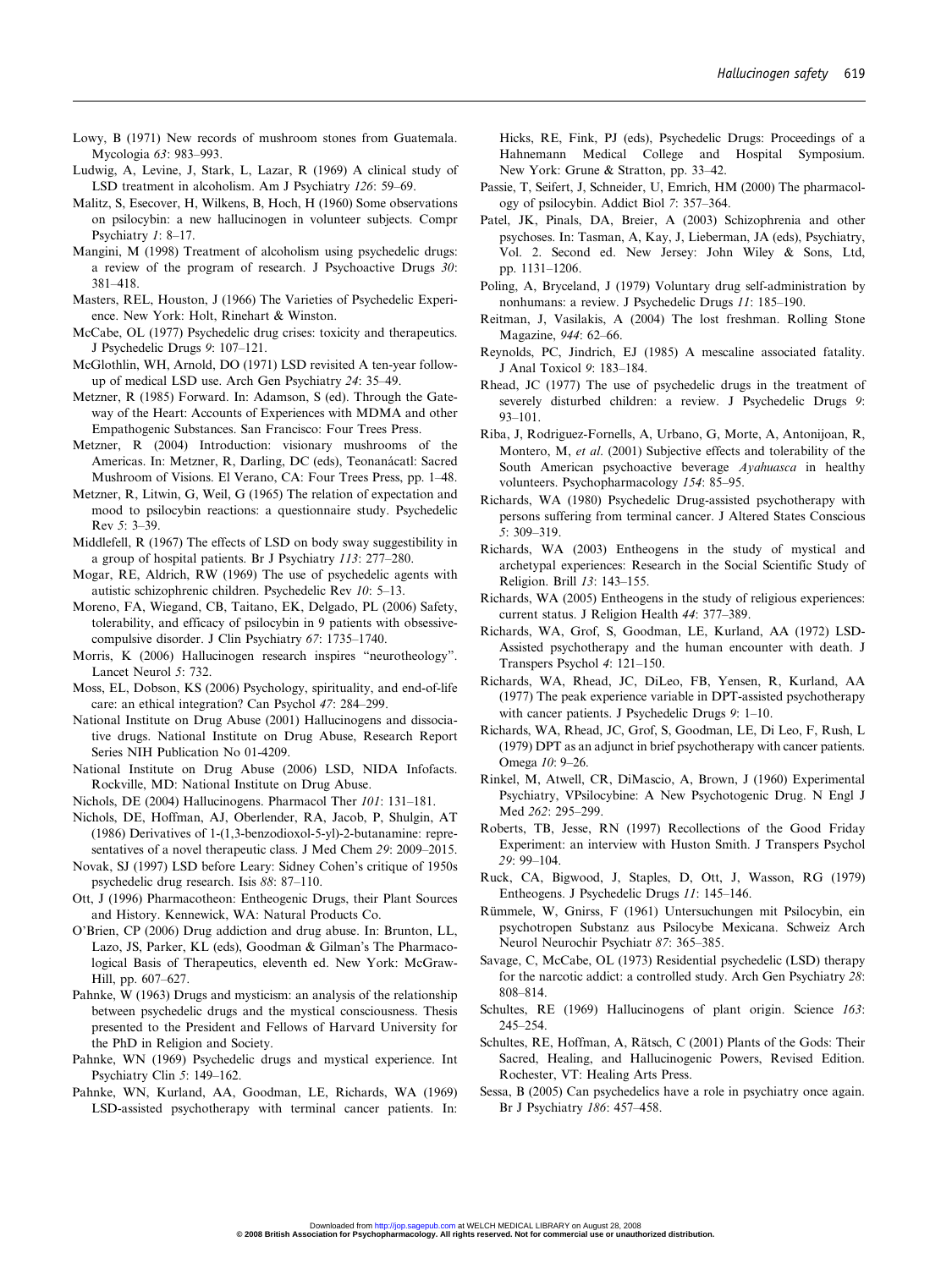Lowy, B (1971) New records of mushroom stones from Guatemala. Mycologia *63*: 983–993.

Ludwig, A, Levine, J, Stark, L, Lazar, R (1969) A clinical study of LSD treatment in alcoholism. Am J Psychiatry *126*: 59–69.

Malitz, S, Esecover, H, Wilkens, B, Hoch, H (1960) Some observations on psilocybin: a new hallucinogen in volunteer subjects. Compr Psychiatry *1*: 8–17.

Mangini, M (1998) Treatment of alcoholism using psychedelic drugs: a review of the program of research. J Psychoactive Drugs *30*: 381–418.

Masters, REL, Houston, J (1966) The Varieties of Psychedelic Experience. New York: Holt, Rinehart & Winston.

McCabe, OL (1977) Psychedelic drug crises: toxicity and therapeutics. J Psychedelic Drugs *9*: 107–121.

McGlothlin, WH, Arnold, DO (1971) LSD revisited A ten-year follow-up of medical LSD use. Arch Gen Psychiatry *24*: 35–49.

Metzner, R (1985) Forward. In: Adamson, S (ed). Through the Gateway of the Heart: Accounts of Experiences with MDMA and other Empathogenic Substances. San Francisco: Four Trees Press.

Metzner, R (2004) Introduction: visionary mushrooms of the Americas. In: Metzner, R, Darling, DC (eds), Teonanácatl: Sacred Mushroom of Visions. El Verano, CA: Four Trees Press, pp. 1–48.

Metzner, R, Litwin, G, Weil, G (1965) The relation of expectation and mood to psilocybin reactions: a questionnaire study. Psychedelic Rev *5*: 3–39.

Middlefell, R (1967) The effects of LSD on body sway suggestibility in a group of hospital patients. Br J Psychiatry *113*: 277–280.

Mogar, RE, Aldrich, RW (1969) The use of psychedelic agents with autistic schizophrenic children. Psychedelic Rev *10*: 5–13.

Moreno, FA, Wiegand, CB, Taitano, EK, Delgado, PL (2006) Safety, tolerability, and efficacy of psilocybin in 9 patients with obsessive-compulsive disorder. J Clin Psychiatry *67*: 1735–1740.

Morris, K (2006) Hallucinogen research inspires "neurotheology". Lancet Neurol *5*: 732.

Moss, EL, Dobson, KS (2006) Psychology, spirituality, and end-of-life care: an ethical integration? Can Psychol *47*: 284–299.

National Institute on Drug Abuse (2001) Hallucinogens and dissociative drugs. National Institute on Drug Abuse, Research Report Series NIH Publication No 01-4209.

National Institute on Drug Abuse (2006) LSD, NIDA Infofacts. Rockville, MD: National Institute on Drug Abuse.

Nichols, DE (2004) Hallucinogens. Pharmacol Ther *101*: 131–181.

Nichols, DE, Hoffman, AJ, Oberlender, RA, Jacob, P, Shulgin, AT (1986) Derivatives of 1-(1,3-benzodioxol-5-yl)-2-butanamine: representatives of a novel therapeutic class. J Med Chem *29*: 2009–2015.

Novak, SJ (1997) LSD before Leary: Sidney Cohen's critique of 1950s psychedelic drug research. Isis *88*: 87–110.

Ott, J (1996) Pharmacotheon: Entheogenic Drugs, their Plant Sources and History. Kennewick, WA: Natural Products Co.

O'Brien, CP (2006) Drug addiction and drug abuse. In: Brunton, LL, Lazo, JS, Parker, KL (eds), Goodman & Gilman's The Pharmacological Basis of Therapeutics, eleventh ed. New York: McGraw-Hill, pp. 607–627.

Pahnke, W (1963) Drugs and mysticism: an analysis of the relationship between psychedelic drugs and the mystical consciousness. Thesis presented to the President and Fellows of Harvard University for the PhD in Religion and Society.

Pahnke, WN (1969) Psychedelic drugs and mystical experience. Int Psychiatry Clin *5*: 149–162.

Pahnke, WN, Kurland, AA, Goodman, LE, Richards, WA (1969) LSD-assisted psychotherapy with terminal cancer patients. In: Hicks, RE, Fink, PJ (eds), Psychedelic Drugs: Proceedings of a Hahnemann Medical College and Hospital Symposium. New York: Grune & Stratton, pp. 33–42.

Passie, T, Seifert, J, Schneider, U, Emrich, HM (2000) The pharmacology of psilocybin. Addict Biol *7*: 357–364.

Patel, JK, Pinals, DA, Breier, A (2003) Schizophrenia and other psychoses. In: Tasman, A, Kay, J, Lieberman, JA (eds), Psychiatry, Vol. 2. Second ed. New Jersey: John Wiley & Sons, Ltd, pp. 1131–1206.

Poling, A, Bryceland, J (1979) Voluntary drug self-administration by nonhumans: a review. J Psychedelic Drugs *11*: 185–190.

Reitman, J, Vasilakis, A (2004) The lost freshman. Rolling Stone Magazine, *944*: 62–66.

Reynolds, PC, Jindrich, EJ (1985) A mescaline associated fatality. J Anal Toxicol *9*: 183–184.

Rhead, JC (1977) The use of psychedelic drugs in the treatment of severely disturbed children: a review. J Psychedelic Drugs *9*: 93–101.

Riba, J, Rodriguez-Fornells, A, Urbano, G, Morte, A, Antonijoan, R, Montero, M, *et al*. (2001) Subjective effects and tolerability of the South American psychoactive beverage *Ayahuasca* in healthy volunteers. Psychopharmacology *154*: 85–95.

Richards, WA (1980) Psychedelic Drug-assisted psychotherapy with persons suffering from terminal cancer. J Altered States Conscious *5*: 309–319.

Richards, WA (2003) Entheogens in the study of mystical and archetypal experiences: Research in the Social Scientific Study of Religion. Brill *13*: 143–155.

Richards, WA (2005) Entheogens in the study of religious experiences: current status. J Religion Health *44*: 377–389.

Richards, WA, Grof, S, Goodman, LE, Kurland, AA (1972) LSD-Assisted psychotherapy and the human encounter with death. J Transpers Psychol *4*: 121–150.

Richards, WA, Rhead, JC, DiLeo, FB, Yensen, R, Kurland, AA (1977) The peak experience variable in DPT-assisted psychotherapy with cancer patients. J Psychedelic Drugs *9*: 1–10.

Richards, WA, Rhead, JC, Grof, S, Goodman, LE, Di Leo, F, Rush, L (1979) DPT as an adjunct in brief psychotherapy with cancer patients. Omega *10*: 9–26.

Rinkel, M, Atwell, CR, DiMascio, A, Brown, J (1960) Experimental Psychiatry, VPsilocybine: A New Psychotogenic Drug. N Engl J Med *262*: 295–299.

Roberts, TB, Jesse, RN (1997) Recollections of the Good Friday Experiment: an interview with Huston Smith. J Transpers Psychol *29*: 99–104.

Ruck, CA, Bigwood, J, Staples, D, Ott, J, Wasson, RG (1979) Entheogens. J Psychedelic Drugs *11*: 145–146.

Rümmele, W, Gnirss, F (1961) Untersuchungen mit Psilocybin, ein psychotropen Substanz aus Psilocybe Mexicana. Schweiz Arch Neurol Neurochir Psychiatr *87*: 365–385.

Savage, C, McCabe, OL (1973) Residential psychedelic (LSD) therapy for the narcotic addict: a controlled study. Arch Gen Psychiatry *28*: 808–814.

Schultes, RE (1969) Hallucinogens of plant origin. Science *163*: 245–254.

Schultes, RE, Hoffman, A, Rätsch, C (2001) Plants of the Gods: Their Sacred, Healing, and Hallucinogenic Powers, Revised Edition. Rochester, VT: Healing Arts Press.

Sessa, B (2005) Can psychedelics have a role in psychiatry once again. Br J Psychiatry *186*: 457–458.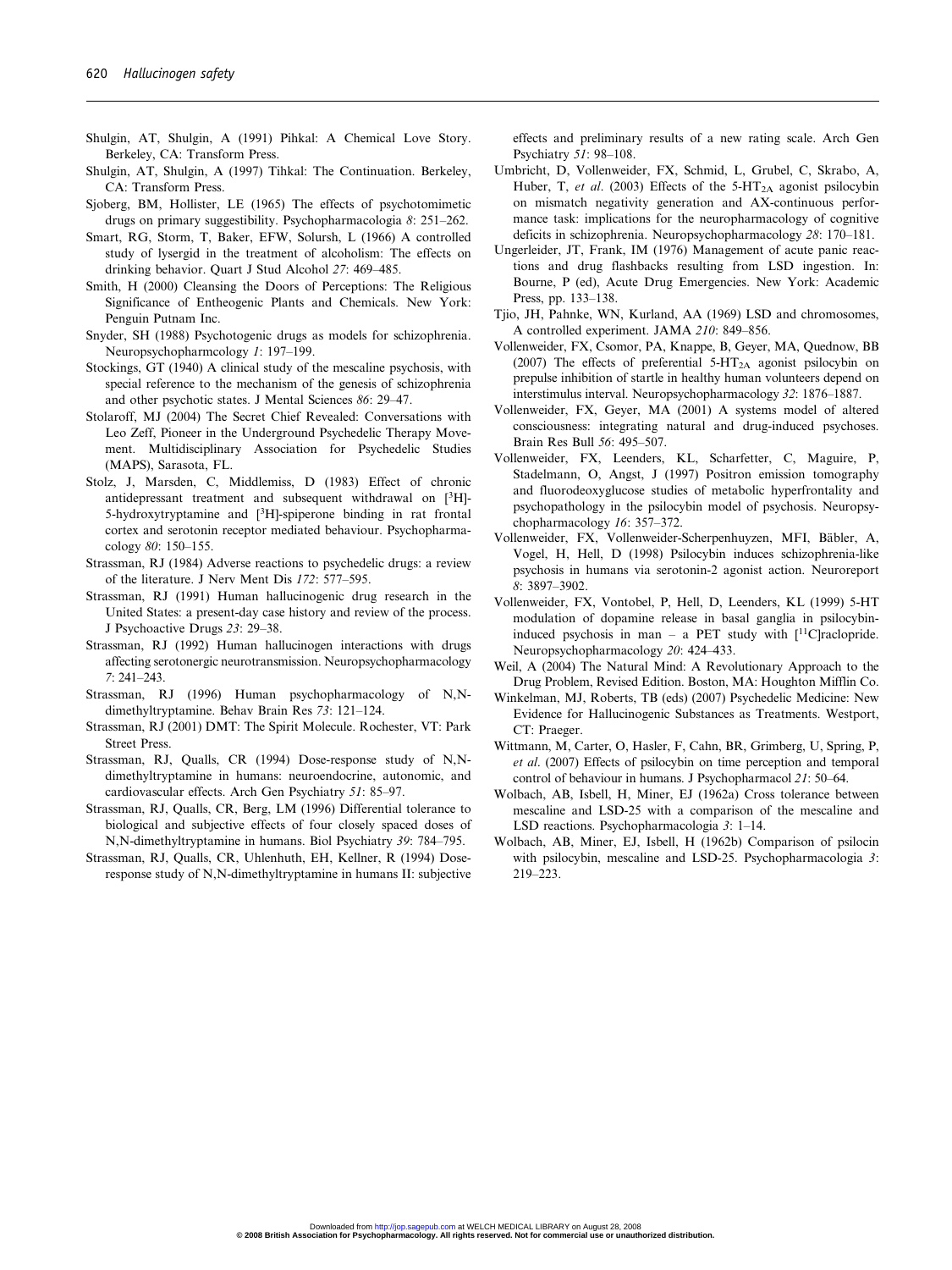Shulgin, AT, Shulgin, A (1991) Pihkal: A Chemical Love Story. Berkeley, CA: Transform Press.

Shulgin, AT, Shulgin, A (1997) Tihkal: The Continuation. Berkeley, CA: Transform Press.

Sjoberg, BM, Hollister, LE (1965) The effects of psychotomimetic drugs on primary suggestibility. Psychopharmacologia *8*: 251–262.

Smart, RG, Storm, T, Baker, EFW, Solursh, L (1966) A controlled study of lysergid in the treatment of alcoholism: The effects on drinking behavior. Quart J Stud Alcohol *27*: 469–485.

Smith, H (2000) Cleansing the Doors of Perceptions: The Religious Significance of Entheogenic Plants and Chemicals. New York: Penguin Putnam Inc.

Snyder, SH (1988) Psychotogenic drugs as models for schizophrenia. Neuropsychopharmcology *1*: 197–199.

Stockings, GT (1940) A clinical study of the mescaline psychosis, with special reference to the mechanism of the genesis of schizophrenia and other psychotic states. J Mental Sciences *86*: 29–47.

Stolaroff, MJ (2004) The Secret Chief Revealed: Conversations with Leo Zeff, Pioneer in the Underground Psychedelic Therapy Movement. Multidisciplinary Association for Psychedelic Studies (MAPS), Sarasota, FL.

Stolz, J, Marsden, C, Middlemiss, D (1983) Effect of chronic antidepressant treatment and subsequent withdrawal on [$^3$H]-5-hydroxytryptamine and [$^3$H]-spiperone binding in rat frontal cortex and serotonin receptor mediated behaviour. Psychopharmacology *80*: 150–155.

Strassman, RJ (1984) Adverse reactions to psychedelic drugs: a review of the literature. J Nerv Ment Dis *172*: 577–595.

Strassman, RJ (1991) Human hallucinogenic drug research in the United States: a present-day case history and review of the process. J Psychoactive Drugs *23*: 29–38.

Strassman, RJ (1992) Human hallucinogen interactions with drugs affecting serotonergic neurotransmission. Neuropsychopharmacology *7*: 241–243.

Strassman, RJ (1996) Human psychopharmacology of N,N-dimethyltryptamine. Behav Brain Res *73*: 121–124.

Strassman, RJ (2001) DMT: The Spirit Molecule. Rochester, VT: Park Street Press.

Strassman, RJ, Qualls, CR (1994) Dose-response study of N,N-dimethyltryptamine in humans: neuroendocrine, autonomic, and cardiovascular effects. Arch Gen Psychiatry *51*: 85–97.

Strassman, RJ, Qualls, CR, Berg, LM (1996) Differential tolerance to biological and subjective effects of four closely spaced doses of N,N-dimethyltryptamine in humans. Biol Psychiatry *39*: 784–795.

Strassman, RJ, Qualls, CR, Uhlenhuth, EH, Kellner, R (1994) Dose-response study of N,N-dimethyltryptamine in humans II: subjective effects and preliminary results of a new rating scale. Arch Gen Psychiatry *51*: 98–108.

Umbricht, D, Vollenweider, FX, Schmid, L, Grubel, C, Skrabo, A, Huber, T, *et al*. (2003) Effects of the 5-HT$_{2A}$ agonist psilocybin on mismatch negativity generation and AX-continuous performance task: implications for the neuropharmacology of cognitive deficits in schizophrenia. Neuropsychopharmacology *28*: 170–181.

Ungerleider, JT, Frank, IM (1976) Management of acute panic reactions and drug flashbacks resulting from LSD ingestion. In: Bourne, P (ed), Acute Drug Emergencies. New York: Academic Press, pp. 133–138.

Tjio, JH, Pahnke, WN, Kurland, AA (1969) LSD and chromosomes, A controlled experiment. JAMA *210*: 849–856.

Vollenweider, FX, Csomor, PA, Knappe, B, Geyer, MA, Quednow, BB (2007) The effects of preferential 5-HT$_{2A}$ agonist psilocybin on prepulse inhibition of startle in healthy human volunteers depend on interstimulus interval. Neuropsychopharmacology *32*: 1876–1887.

Vollenweider, FX, Geyer, MA (2001) A systems model of altered consciousness: integrating natural and drug-induced psychoses. Brain Res Bull *56*: 495–507.

Vollenweider, FX, Leenders, KL, Scharfetter, C, Maguire, P, Stadelmann, O, Angst, J (1997) Positron emission tomography and fluorodeoxyglucose studies of metabolic hyperfrontality and psychopathology in the psilocybin model of psychosis. Neuropsychopharmacology *16*: 357–372.

Vollenweider, FX, Vollenweider-Scherpenhuyzen, MFI, Bäbler, A, Vogel, H, Hell, D (1998) Psilocybin induces schizophrenia-like psychosis in humans via serotonin-2 agonist action. Neuroreport *8*: 3897–3902.

Vollenweider, FX, Vontobel, P, Hell, D, Leenders, KL (1999) 5-HT modulation of dopamine release in basal ganglia in psilocybin-induced psychosis in man – a PET study with [$^{11}$C]raclopride. Neuropsychopharmacology *20*: 424–433.

Weil, A (2004) The Natural Mind: A Revolutionary Approach to the Drug Problem, Revised Edition. Boston, MA: Houghton Mifflin Co.

Winkelman, MJ, Roberts, TB (eds) (2007) Psychedelic Medicine: New Evidence for Hallucinogenic Substances as Treatments. Westport, CT: Praeger.

Wittmann, M, Carter, O, Hasler, F, Cahn, BR, Grimberg, U, Spring, P, *et al*. (2007) Effects of psilocybin on time perception and temporal control of behaviour in humans. J Psychopharmacol *21*: 50–64.

Wolbach, AB, Isbell, H, Miner, EJ (1962a) Cross tolerance between mescaline and LSD-25 with a comparison of the mescaline and LSD reactions. Psychopharmacologia *3*: 1–14.

Wolbach, AB, Miner, EJ, Isbell, H (1962b) Comparison of psilocin with psilocybin, mescaline and LSD-25. Psychopharmacologia *3*: 219–223.